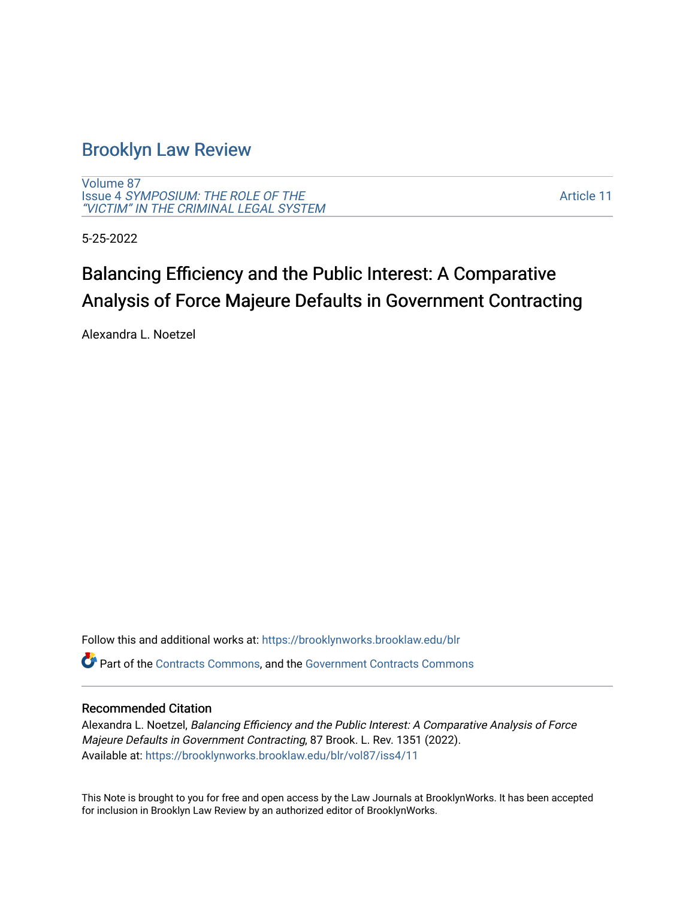# Brooklyn Law Review

Volume 87
Issue 4 *SYMPOSIUM: THE ROLE OF THE "VICTIM" IN THE CRIMINAL LEGAL SYSTEM*

Article 11

5-25-2022

## Balancing Efficiency and the Public Interest: A Comparative Analysis of Force Majeure Defaults in Government Contracting

Alexandra L. Noetzel

Follow this and additional works at: https://brooklynworks.brooklaw.edu/blr

Part of the Contracts Commons, and the Government Contracts Commons

### Recommended Citation

Alexandra L. Noetzel, *Balancing Efficiency and the Public Interest: A Comparative Analysis of Force Majeure Defaults in Government Contracting*, 87 Brook. L. Rev. 1351 (2022).
Available at: https://brooklynworks.brooklaw.edu/blr/vol87/iss4/11

This Note is brought to you for free and open access by the Law Journals at BrooklynWorks. It has been accepted for inclusion in Brooklyn Law Review by an authorized editor of BrooklynWorks.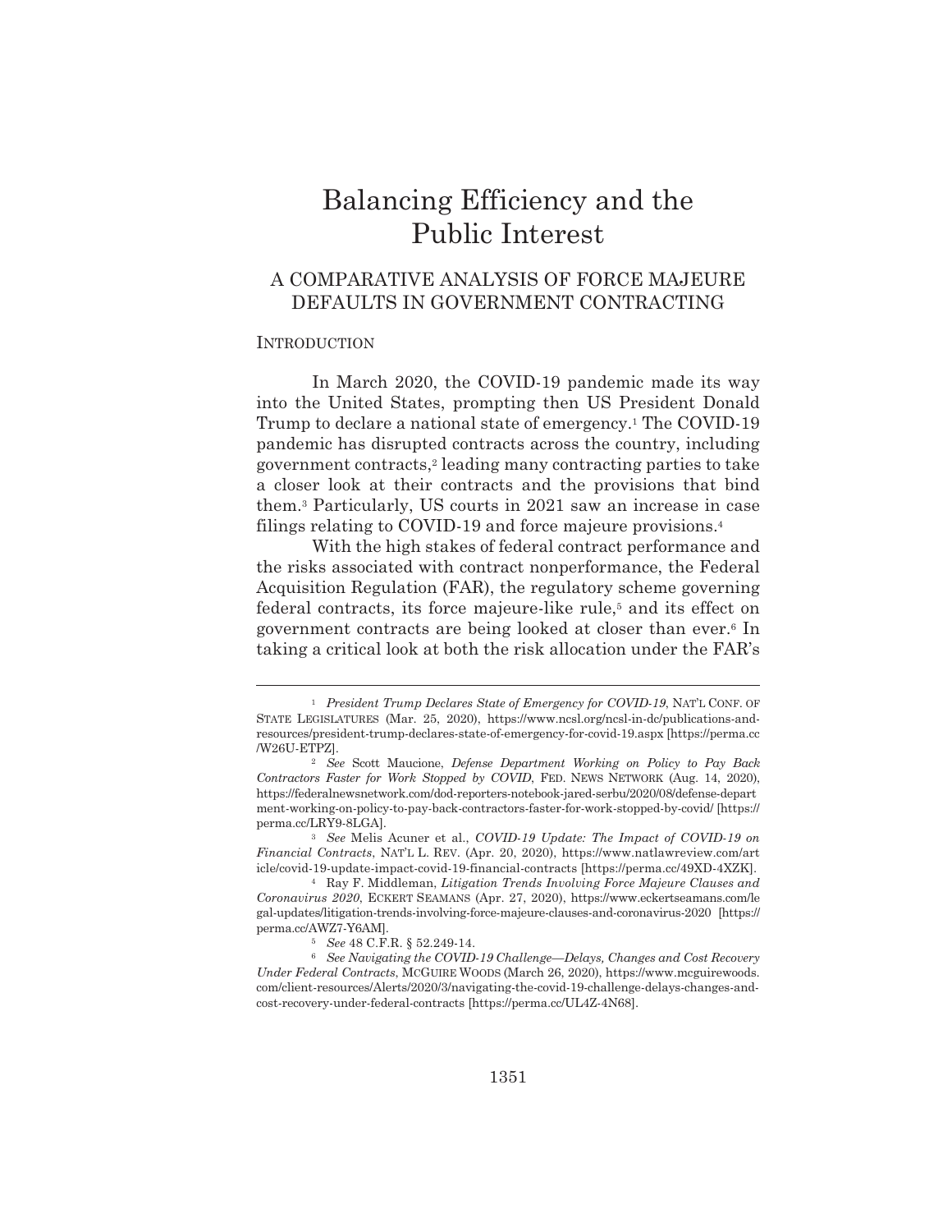# Balancing Efficiency and the Public Interest

## A COMPARATIVE ANALYSIS OF FORCE MAJEURE DEFAULTS IN GOVERNMENT CONTRACTING

### INTRODUCTION

In March 2020, the COVID-19 pandemic made its way into the United States, prompting then US President Donald Trump to declare a national state of emergency.[1] The COVID-19 pandemic has disrupted contracts across the country, including government contracts,[2] leading many contracting parties to take a closer look at their contracts and the provisions that bind them.[3] Particularly, US courts in 2021 saw an increase in case filings relating to COVID-19 and force majeure provisions.[4]

With the high stakes of federal contract performance and the risks associated with contract nonperformance, the Federal Acquisition Regulation (FAR), the regulatory scheme governing federal contracts, its force majeure-like rule,[5] and its effect on government contracts are being looked at closer than ever.[6] In taking a critical look at both the risk allocation under the FAR's

---

[1] *President Trump Declares State of Emergency for COVID-19*, NAT'L CONF. OF STATE LEGISLATURES (Mar. 25, 2020), https://www.ncsl.org/ncsl-in-dc/publications-and-resources/president-trump-declares-state-of-emergency-for-covid-19.aspx [https://perma.cc/W26U-ETPZ].

[2] *See* Scott Maucione, *Defense Department Working on Policy to Pay Back Contractors Faster for Work Stopped by COVID*, FED. NEWS NETWORK (Aug. 14, 2020), https://federalnewsnetwork.com/dod-reporters-notebook-jared-serbu/2020/08/defense-department-working-on-policy-to-pay-back-contractors-faster-for-work-stopped-by-covid/ [https://perma.cc/LRY9-8LGA].

[3] *See* Melis Acuner et al., *COVID-19 Update: The Impact of COVID-19 on Financial Contracts*, NAT'L L. REV. (Apr. 20, 2020), https://www.natlawreview.com/article/covid-19-update-impact-covid-19-financial-contracts [https://perma.cc/49XD-4XZK].

[4] Ray F. Middleman, *Litigation Trends Involving Force Majeure Clauses and Coronavirus 2020*, ECKERT SEAMANS (Apr. 27, 2020), https://www.eckertseamans.com/legal-updates/litigation-trends-involving-force-majeure-clauses-and-coronavirus-2020 [https://perma.cc/AWZ7-Y6AM].

[5] *See* 48 C.F.R. § 52.249-14.

[6] *See Navigating the COVID-19 Challenge—Delays, Changes and Cost Recovery Under Federal Contracts*, MCGUIRE WOODS (March 26, 2020), https://www.mcguirewoods.com/client-resources/Alerts/2020/3/navigating-the-covid-19-challenge-delays-changes-and-cost-recovery-under-federal-contracts [https://perma.cc/UL4Z-4N68].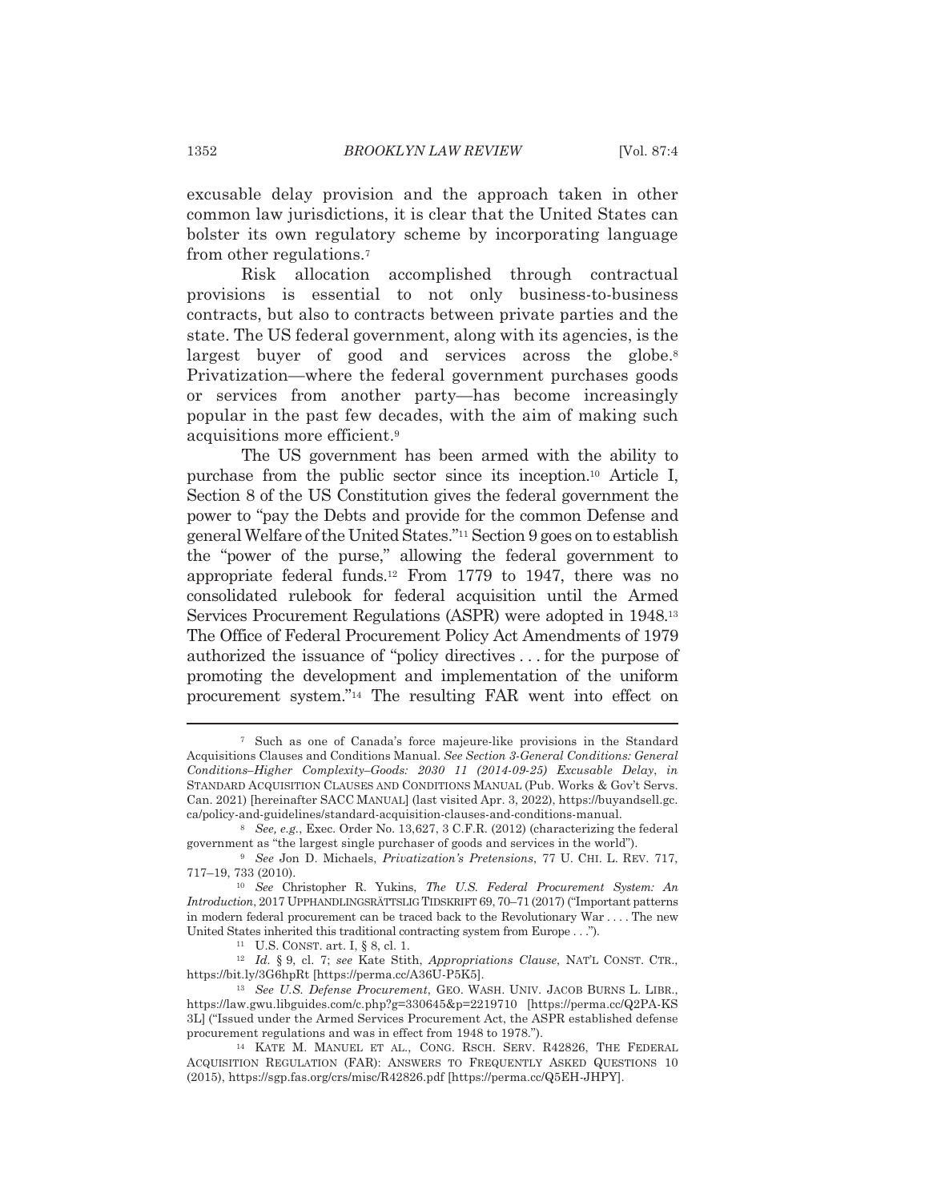excusable delay provision and the approach taken in other common law jurisdictions, it is clear that the United States can bolster its own regulatory scheme by incorporating language from other regulations.[7]

Risk allocation accomplished through contractual provisions is essential to not only business-to-business contracts, but also to contracts between private parties and the state. The US federal government, along with its agencies, is the largest buyer of good and services across the globe.[8] Privatization—where the federal government purchases goods or services from another party—has become increasingly popular in the past few decades, with the aim of making such acquisitions more efficient.[9]

The US government has been armed with the ability to purchase from the public sector since its inception.[10] Article I, Section 8 of the US Constitution gives the federal government the power to "pay the Debts and provide for the common Defense and general Welfare of the United States."[11] Section 9 goes on to establish the "power of the purse," allowing the federal government to appropriate federal funds.[12] From 1779 to 1947, there was no consolidated rulebook for federal acquisition until the Armed Services Procurement Regulations (ASPR) were adopted in 1948.[13] The Office of Federal Procurement Policy Act Amendments of 1979 authorized the issuance of "policy directives . . . for the purpose of promoting the development and implementation of the uniform procurement system."[14] The resulting FAR went into effect on

---

[7] Such as one of Canada's force majeure-like provisions in the Standard Acquisitions Clauses and Conditions Manual. *See Section 3-General Conditions: General Conditions–Higher Complexity–Goods: 2030 11 (2014-09-25) Excusable Delay*, *in* STANDARD ACQUISITION CLAUSES AND CONDITIONS MANUAL (Pub. Works & Gov't Servs. Can. 2021) [hereinafter SACC MANUAL] (last visited Apr. 3, 2022), https://buyandsell.gc.ca/policy-and-guidelines/standard-acquisition-clauses-and-conditions-manual.

[8] *See, e.g.*, Exec. Order No. 13,627, 3 C.F.R. (2012) (characterizing the federal government as "the largest single purchaser of goods and services in the world").

[9] *See* Jon D. Michaels, *Privatization's Pretensions*, 77 U. CHI. L. REV. 717, 717–19, 733 (2010).

[10] *See* Christopher R. Yukins, *The U.S. Federal Procurement System: An Introduction*, 2017 UPPHANDLINGSRÄTTSLIG TIDSKRIFT 69, 70–71 (2017) ("Important patterns in modern federal procurement can be traced back to the Revolutionary War . . . . The new United States inherited this traditional contracting system from Europe . . .").

[11] U.S. CONST. art. I, § 8, cl. 1.

[12] *Id.* § 9, cl. 7; *see* Kate Stith, *Appropriations Clause*, NAT'L CONST. CTR., https://bit.ly/3G6hpRt [https://perma.cc/A36U-P5K5].

[13] *See U.S. Defense Procurement*, GEO. WASH. UNIV. JACOB BURNS L. LIBR., https://law.gwu.libguides.com/c.php?g=330645&p=2219710 [https://perma.cc/Q2PA-KS3L] ("Issued under the Armed Services Procurement Act, the ASPR established defense procurement regulations and was in effect from 1948 to 1978.").

[14] KATE M. MANUEL ET AL., CONG. RSCH. SERV. R42826, THE FEDERAL ACQUISITION REGULATION (FAR): ANSWERS TO FREQUENTLY ASKED QUESTIONS 10 (2015), https://sgp.fas.org/crs/misc/R42826.pdf [https://perma.cc/Q5EH-JHPY].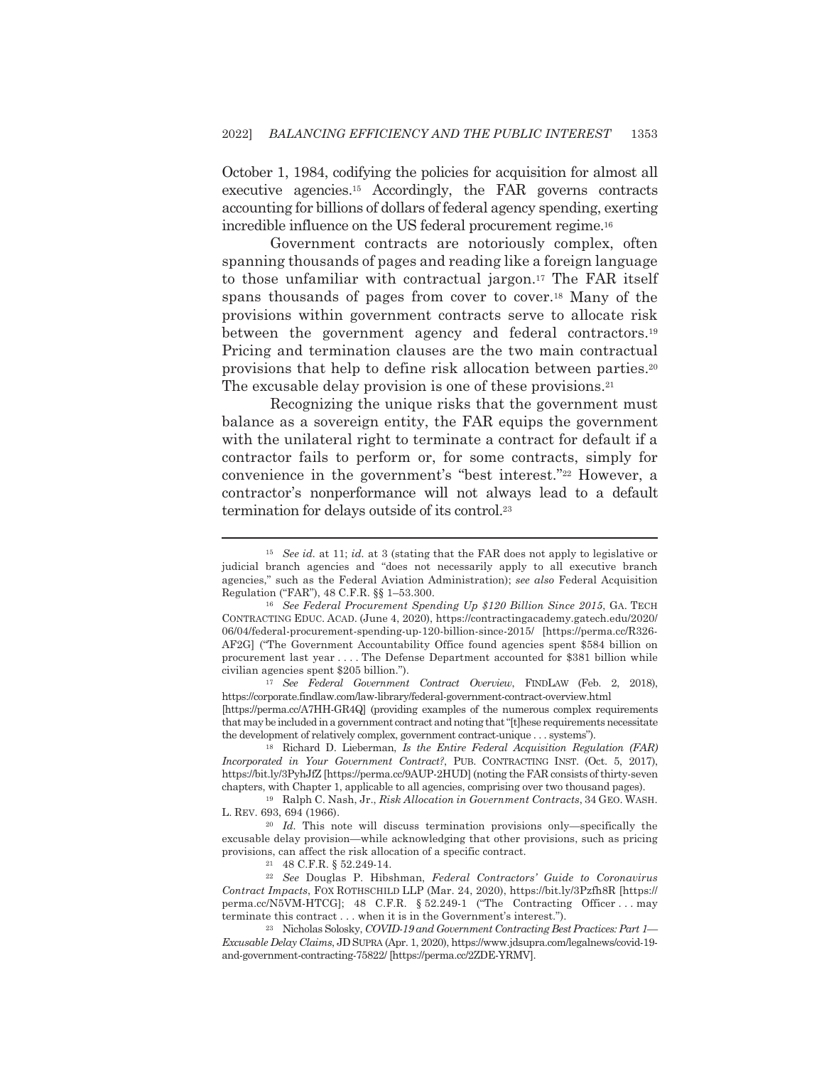October 1, 1984, codifying the policies for acquisition for almost all executive agencies.[15] Accordingly, the FAR governs contracts accounting for billions of dollars of federal agency spending, exerting incredible influence on the US federal procurement regime.[16]

Government contracts are notoriously complex, often spanning thousands of pages and reading like a foreign language to those unfamiliar with contractual jargon.[17] The FAR itself spans thousands of pages from cover to cover.[18] Many of the provisions within government contracts serve to allocate risk between the government agency and federal contractors.[19] Pricing and termination clauses are the two main contractual provisions that help to define risk allocation between parties.[20] The excusable delay provision is one of these provisions.[21]

Recognizing the unique risks that the government must balance as a sovereign entity, the FAR equips the government with the unilateral right to terminate a contract for default if a contractor fails to perform or, for some contracts, simply for convenience in the government's "best interest."[22] However, a contractor's nonperformance will not always lead to a default termination for delays outside of its control.[23]

---

[15] *See id.* at 11; *id.* at 3 (stating that the FAR does not apply to legislative or judicial branch agencies and "does not necessarily apply to all executive branch agencies," such as the Federal Aviation Administration); *see also* Federal Acquisition Regulation ("FAR"), 48 C.F.R. §§ 1–53.300.

[16] *See Federal Procurement Spending Up $120 Billion Since 2015*, GA. TECH CONTRACTING EDUC. ACAD. (June 4, 2020), https://contractingacademy.gatech.edu/2020/06/04/federal-procurement-spending-up-120-billion-since-2015/ [https://perma.cc/R326-AF2G] ("The Government Accountability Office found agencies spent $584 billion on procurement last year . . . . The Defense Department accounted for $381 billion while civilian agencies spent $205 billion.").

[17] *See Federal Government Contract Overview*, FINDLAW (Feb. 2, 2018), https://corporate.findlaw.com/law-library/federal-government-contract-overview.html [https://perma.cc/A7HH-GR4Q] (providing examples of the numerous complex requirements that may be included in a government contract and noting that "[t]hese requirements necessitate the development of relatively complex, government contract-unique . . . systems").

[18] Richard D. Lieberman, *Is the Entire Federal Acquisition Regulation (FAR) Incorporated in Your Government Contract?*, PUB. CONTRACTING INST. (Oct. 5, 2017), https://bit.ly/3PyhJfZ [https://perma.cc/9AUP-2HUD] (noting the FAR consists of thirty-seven chapters, with Chapter 1, applicable to all agencies, comprising over two thousand pages).

[19] Ralph C. Nash, Jr., *Risk Allocation in Government Contracts*, 34 GEO. WASH. L. REV. 693, 694 (1966).

[20] *Id.* This note will discuss termination provisions only—specifically the excusable delay provision—while acknowledging that other provisions, such as pricing provisions, can affect the risk allocation of a specific contract.

[21] 48 C.F.R. § 52.249-14.

[22] *See* Douglas P. Hibshman, *Federal Contractors' Guide to Coronavirus Contract Impacts*, FOX ROTHSCHILD LLP (Mar. 24, 2020), https://bit.ly/3Pzfh8R [https://perma.cc/N5VM-HTCG]; 48 C.F.R. § 52.249-1 ("The Contracting Officer . . . may terminate this contract . . . when it is in the Government's interest.").

[23] Nicholas Solosky, *COVID-19 and Government Contracting Best Practices: Part 1—Excusable Delay Claims*, JD SUPRA (Apr. 1, 2020), https://www.jdsupra.com/legalnews/covid-19-and-government-contracting-75822/ [https://perma.cc/2ZDE-YRMV].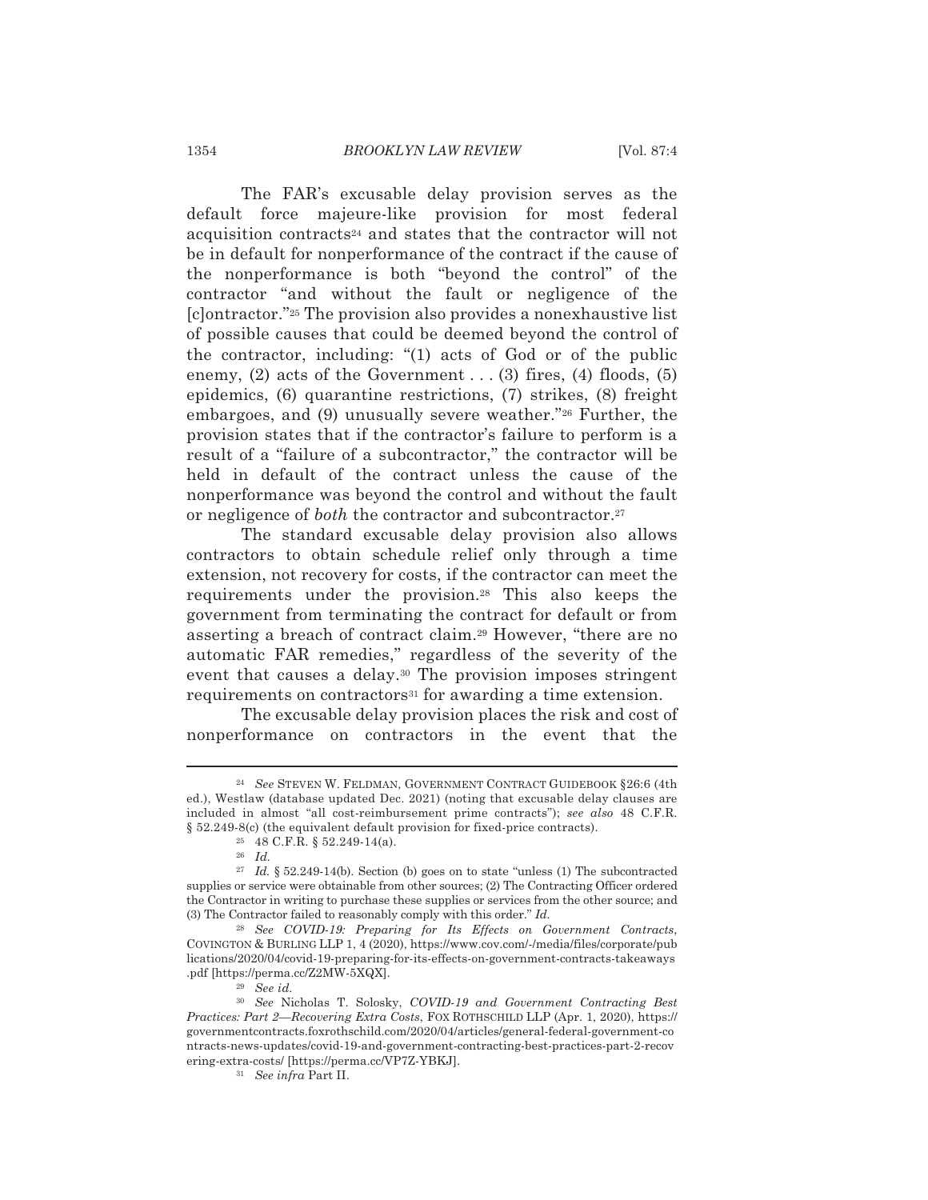The FAR's excusable delay provision serves as the default force majeure-like provision for most federal acquisition contracts[24] and states that the contractor will not be in default for nonperformance of the contract if the cause of the nonperformance is both "beyond the control" of the contractor "and without the fault or negligence of the [c]ontractor."[25] The provision also provides a nonexhaustive list of possible causes that could be deemed beyond the control of the contractor, including: "(1) acts of God or of the public enemy, (2) acts of the Government . . . (3) fires, (4) floods, (5) epidemics, (6) quarantine restrictions, (7) strikes, (8) freight embargoes, and (9) unusually severe weather."[26] Further, the provision states that if the contractor's failure to perform is a result of a "failure of a subcontractor," the contractor will be held in default of the contract unless the cause of the nonperformance was beyond the control and without the fault or negligence of *both* the contractor and subcontractor.[27]

The standard excusable delay provision also allows contractors to obtain schedule relief only through a time extension, not recovery for costs, if the contractor can meet the requirements under the provision.[28] This also keeps the government from terminating the contract for default or from asserting a breach of contract claim.[29] However, "there are no automatic FAR remedies," regardless of the severity of the event that causes a delay.[30] The provision imposes stringent requirements on contractors[31] for awarding a time extension.

The excusable delay provision places the risk and cost of nonperformance on contractors in the event that the

---

[24] *See* STEVEN W. FELDMAN, GOVERNMENT CONTRACT GUIDEBOOK §26:6 (4th ed.), Westlaw (database updated Dec. 2021) (noting that excusable delay clauses are included in almost "all cost-reimbursement prime contracts"); *see also* 48 C.F.R. § 52.249-8(c) (the equivalent default provision for fixed-price contracts).

[25] 48 C.F.R. § 52.249-14(a).

[26] *Id.*

[27] *Id.* § 52.249-14(b). Section (b) goes on to state "unless (1) The subcontracted supplies or service were obtainable from other sources; (2) The Contracting Officer ordered the Contractor in writing to purchase these supplies or services from the other source; and (3) The Contractor failed to reasonably comply with this order." *Id.*

[28] *See COVID-19: Preparing for Its Effects on Government Contracts*, COVINGTON & BURLING LLP 1, 4 (2020), https://www.cov.com/-/media/files/corporate/publications/2020/04/covid-19-preparing-for-its-effects-on-government-contracts-takeaways.pdf [https://perma.cc/Z2MW-5XQX].

[29] *See id.*

[30] *See* Nicholas T. Solosky, *COVID-19 and Government Contracting Best Practices: Part 2—Recovering Extra Costs*, FOX ROTHSCHILD LLP (Apr. 1, 2020), https://governmentcontracts.foxrothschild.com/2020/04/articles/general-federal-government-contracts-news-updates/covid-19-and-government-contracting-best-practices-part-2-recovering-extra-costs/ [https://perma.cc/VP7Z-YBKJ].

[31] *See infra* Part II.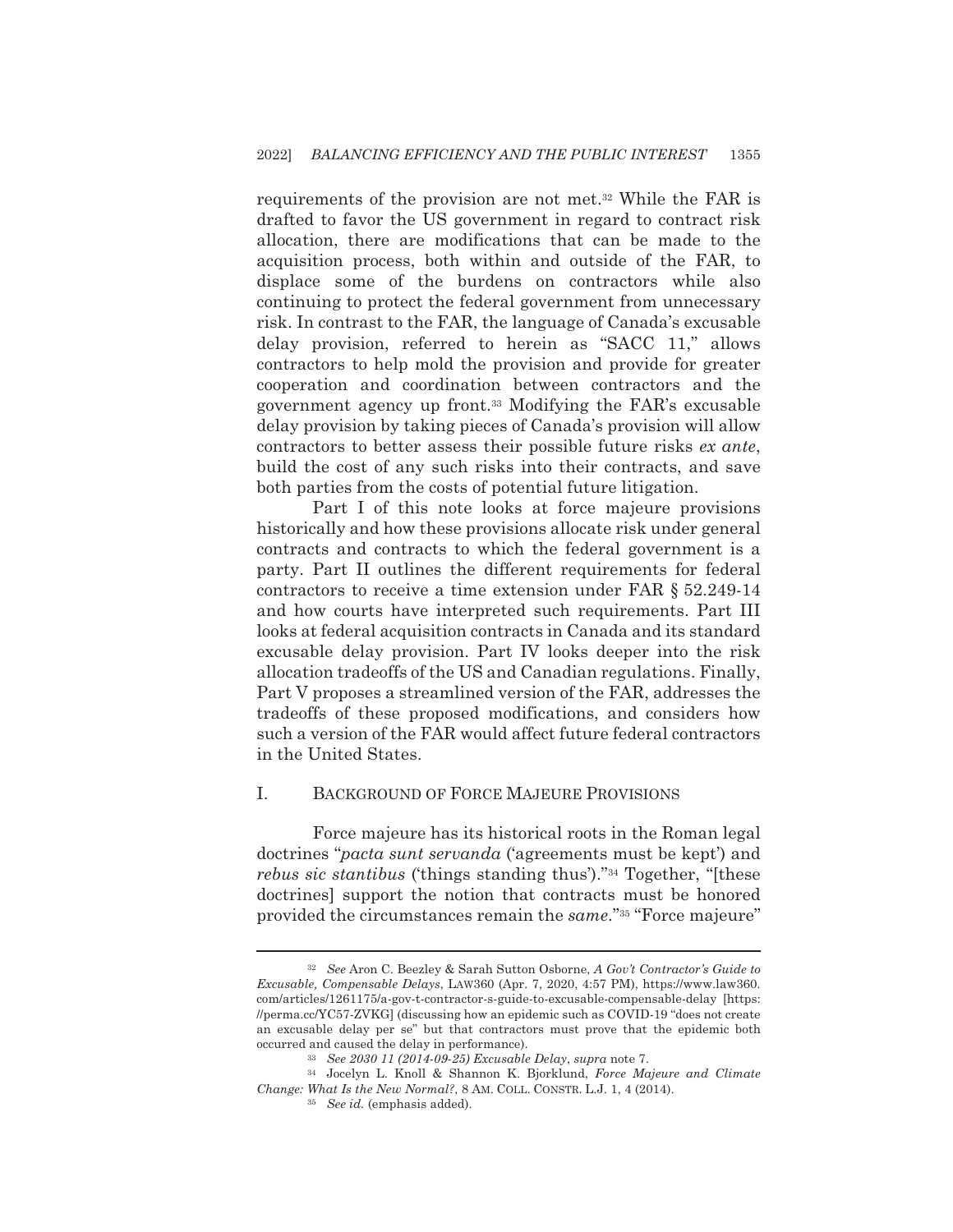requirements of the provision are not met.[32] While the FAR is drafted to favor the US government in regard to contract risk allocation, there are modifications that can be made to the acquisition process, both within and outside of the FAR, to displace some of the burdens on contractors while also continuing to protect the federal government from unnecessary risk. In contrast to the FAR, the language of Canada's excusable delay provision, referred to herein as "SACC 11," allows contractors to help mold the provision and provide for greater cooperation and coordination between contractors and the government agency up front.[33] Modifying the FAR's excusable delay provision by taking pieces of Canada's provision will allow contractors to better assess their possible future risks *ex ante*, build the cost of any such risks into their contracts, and save both parties from the costs of potential future litigation.

Part I of this note looks at force majeure provisions historically and how these provisions allocate risk under general contracts and contracts to which the federal government is a party. Part II outlines the different requirements for federal contractors to receive a time extension under FAR § 52.249-14 and how courts have interpreted such requirements. Part III looks at federal acquisition contracts in Canada and its standard excusable delay provision. Part IV looks deeper into the risk allocation tradeoffs of the US and Canadian regulations. Finally, Part V proposes a streamlined version of the FAR, addresses the tradeoffs of these proposed modifications, and considers how such a version of the FAR would affect future federal contractors in the United States.

## I. BACKGROUND OF FORCE MAJEURE PROVISIONS

Force majeure has its historical roots in the Roman legal doctrines "*pacta sunt servanda* ('agreements must be kept') and *rebus sic stantibus* ('things standing thus')."[34] Together, "[these doctrines] support the notion that contracts must be honored provided the circumstances remain the *same*."[35] "Force majeure"

---

[32] *See* Aron C. Beezley & Sarah Sutton Osborne, *A Gov't Contractor's Guide to Excusable, Compensable Delays*, LAW360 (Apr. 7, 2020, 4:57 PM), https://www.law360.com/articles/1261175/a-gov-t-contractor-s-guide-to-excusable-compensable-delay [https://perma.cc/YC57-ZVKG] (discussing how an epidemic such as COVID-19 "does not create an excusable delay per se" but that contractors must prove that the epidemic both occurred and caused the delay in performance).

[33] *See 2030 11 (2014-09-25) Excusable Delay*, *supra* note 7.

[34] Jocelyn L. Knoll & Shannon K. Bjorklund, *Force Majeure and Climate Change: What Is the New Normal?*, 8 AM. COLL. CONSTR. L.J. 1, 4 (2014).

[35] *See id.* (emphasis added).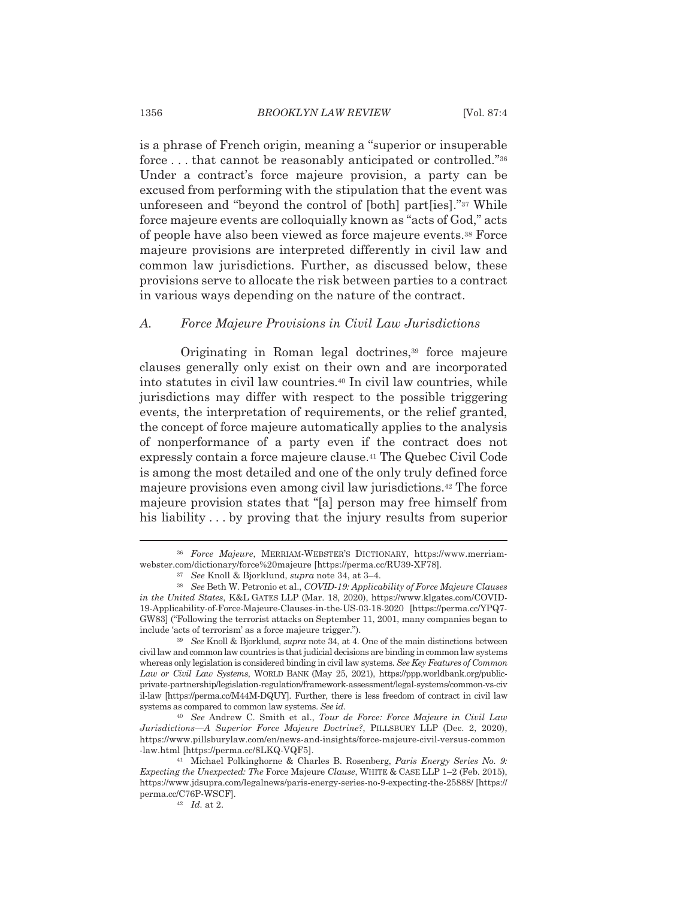is a phrase of French origin, meaning a "superior or insuperable force . . . that cannot be reasonably anticipated or controlled."[36] Under a contract's force majeure provision, a party can be excused from performing with the stipulation that the event was unforeseen and "beyond the control of [both] part[ies]."[37] While force majeure events are colloquially known as "acts of God," acts of people have also been viewed as force majeure events.[38] Force majeure provisions are interpreted differently in civil law and common law jurisdictions. Further, as discussed below, these provisions serve to allocate the risk between parties to a contract in various ways depending on the nature of the contract.

### A. *Force Majeure Provisions in Civil Law Jurisdictions*

Originating in Roman legal doctrines,[39] force majeure clauses generally only exist on their own and are incorporated into statutes in civil law countries.[40] In civil law countries, while jurisdictions may differ with respect to the possible triggering events, the interpretation of requirements, or the relief granted, the concept of force majeure automatically applies to the analysis of nonperformance of a party even if the contract does not expressly contain a force majeure clause.[41] The Quebec Civil Code is among the most detailed and one of the only truly defined force majeure provisions even among civil law jurisdictions.[42] The force majeure provision states that "[a] person may free himself from his liability . . . by proving that the injury results from superior

---

[36] *Force Majeure*, MERRIAM-WEBSTER'S DICTIONARY, https://www.merriam-webster.com/dictionary/force%20majeure [https://perma.cc/RU39-XF78].

[37] *See* Knoll & Bjorklund, *supra* note 34, at 3–4.

[38] *See* Beth W. Petronio et al., *COVID-19: Applicability of Force Majeure Clauses in the United States*, K&L GATES LLP (Mar. 18, 2020), https://www.klgates.com/COVID-19-Applicability-of-Force-Majeure-Clauses-in-the-US-03-18-2020 [https://perma.cc/YPQ7-GW83] ("Following the terrorist attacks on September 11, 2001, many companies began to include 'acts of terrorism' as a force majeure trigger.").

[39] *See* Knoll & Bjorklund, *supra* note 34, at 4. One of the main distinctions between civil law and common law countries is that judicial decisions are binding in common law systems whereas only legislation is considered binding in civil law systems. *See Key Features of Common Law or Civil Law Systems*, WORLD BANK (May 25, 2021), https://ppp.worldbank.org/public-private-partnership/legislation-regulation/framework-assessment/legal-systems/common-vs-civil-law [https://perma.cc/M44M-DQUY]. Further, there is less freedom of contract in civil law systems as compared to common law systems. *See id.*

[40] *See* Andrew C. Smith et al., *Tour de Force: Force Majeure in Civil Law Jurisdictions—A Superior Force Majeure Doctrine?*, PILLSBURY LLP (Dec. 2, 2020), https://www.pillsburylaw.com/en/news-and-insights/force-majeure-civil-versus-common-law.html [https://perma.cc/8LKQ-VQF5].

[41] Michael Polkinghorne & Charles B. Rosenberg, *Paris Energy Series No. 9: Expecting the Unexpected: The* Force Majeure *Clause*, WHITE & CASE LLP 1–2 (Feb. 2015), https://www.jdsupra.com/legalnews/paris-energy-series-no-9-expecting-the-25888/ [https://perma.cc/C76P-WSCF].

[42] *Id.* at 2.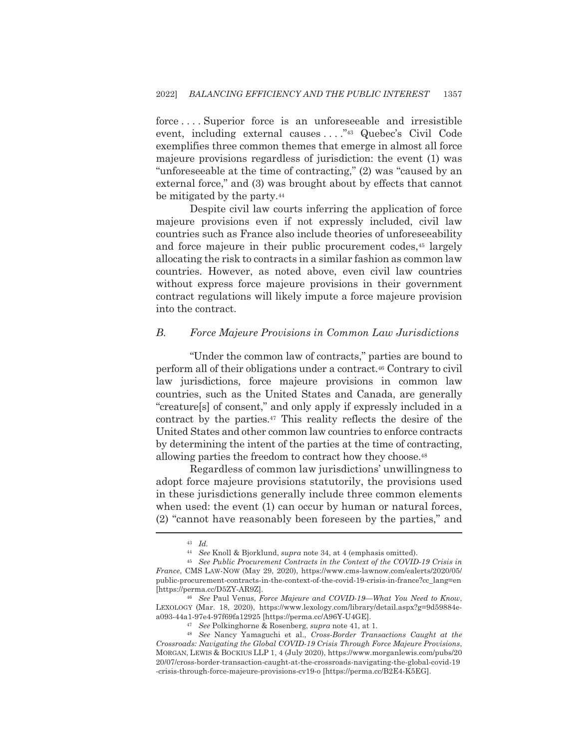force . . . . Superior force is an unforeseeable and irresistible event, including external causes . . . ."[43] Quebec's Civil Code exemplifies three common themes that emerge in almost all force majeure provisions regardless of jurisdiction: the event (1) was "unforeseeable at the time of contracting," (2) was "caused by an external force," and (3) was brought about by effects that cannot be mitigated by the party.[44]

Despite civil law courts inferring the application of force majeure provisions even if not expressly included, civil law countries such as France also include theories of unforeseeability and force majeure in their public procurement codes,[45] largely allocating the risk to contracts in a similar fashion as common law countries. However, as noted above, even civil law countries without express force majeure provisions in their government contract regulations will likely impute a force majeure provision into the contract.

## *B. Force Majeure Provisions in Common Law Jurisdictions*

"Under the common law of contracts," parties are bound to perform all of their obligations under a contract.[46] Contrary to civil law jurisdictions, force majeure provisions in common law countries, such as the United States and Canada, are generally "creature[s] of consent," and only apply if expressly included in a contract by the parties.[47] This reality reflects the desire of the United States and other common law countries to enforce contracts by determining the intent of the parties at the time of contracting, allowing parties the freedom to contract how they choose.[48]

Regardless of common law jurisdictions' unwillingness to adopt force majeure provisions statutorily, the provisions used in these jurisdictions generally include three common elements when used: the event (1) can occur by human or natural forces, (2) "cannot have reasonably been foreseen by the parties," and

---

[43] *Id.*

[44] *See* Knoll & Bjorklund, *supra* note 34, at 4 (emphasis omitted).

[45] *See Public Procurement Contracts in the Context of the COVID-19 Crisis in France*, CMS LAW-NOW (May 29, 2020), https://www.cms-lawnow.com/ealerts/2020/05/public-procurement-contracts-in-the-context-of-the-covid-19-crisis-in-france?cc_lang=en [https://perma.cc/D5ZY-AR9Z].

[46] *See* Paul Venus, *Force Majeure and COVID-19—What You Need to Know*, LEXOLOGY (Mar. 18, 2020), https://www.lexology.com/library/detail.aspx?g=9d59884e-a093-44a1-97e4-97f69fa12925 [https://perma.cc/A96Y-U4GE].

[47] *See* Polkinghorne & Rosenberg, *supra* note 41, at 1.

[48] *See* Nancy Yamaguchi et al., *Cross-Border Transactions Caught at the Crossroads: Navigating the Global COVID-19 Crisis Through Force Majeure Provisions*, MORGAN, LEWIS & BOCKIUS LLP 1, 4 (July 2020), https://www.morganlewis.com/pubs/2020/07/cross-border-transaction-caught-at-the-crossroads-navigating-the-global-covid-19-crisis-through-force-majeure-provisions-cv19-o [https://perma.cc/B2E4-K5EG].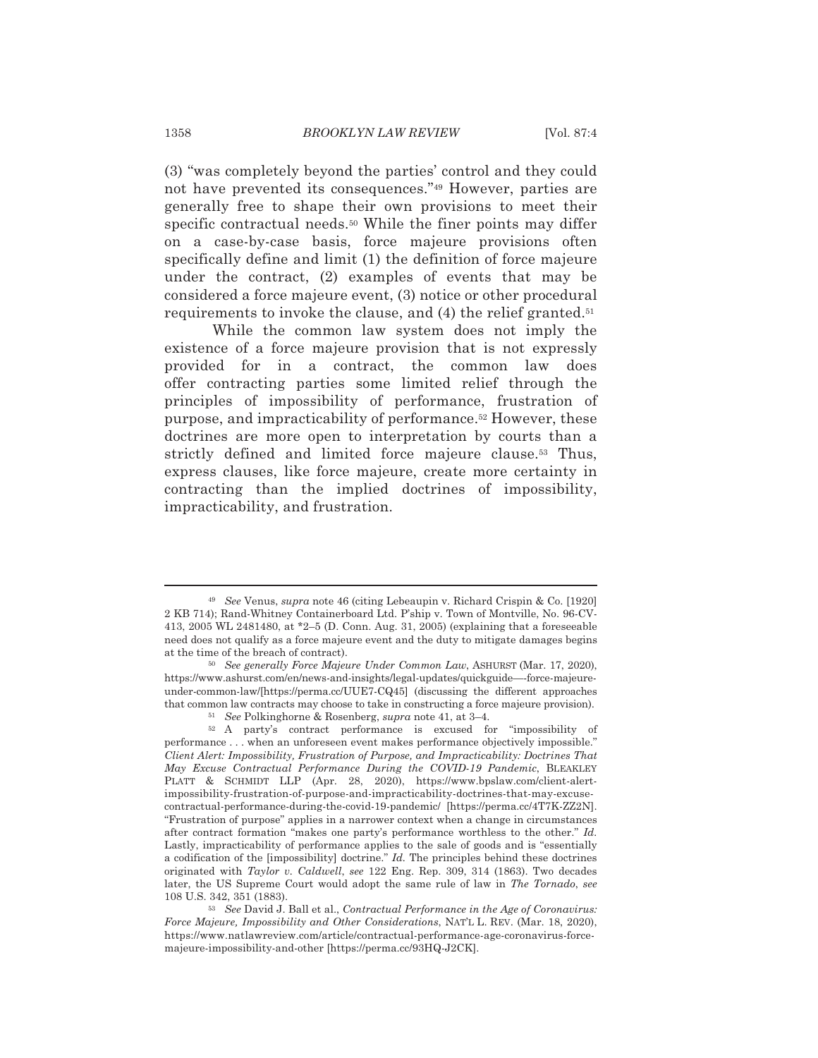(3) "was completely beyond the parties' control and they could not have prevented its consequences."[49] However, parties are generally free to shape their own provisions to meet their specific contractual needs.[50] While the finer points may differ on a case-by-case basis, force majeure provisions often specifically define and limit (1) the definition of force majeure under the contract, (2) examples of events that may be considered a force majeure event, (3) notice or other procedural requirements to invoke the clause, and (4) the relief granted.[51]

While the common law system does not imply the existence of a force majeure provision that is not expressly provided for in a contract, the common law does offer contracting parties some limited relief through the principles of impossibility of performance, frustration of purpose, and impracticability of performance.[52] However, these doctrines are more open to interpretation by courts than a strictly defined and limited force majeure clause.[53] Thus, express clauses, like force majeure, create more certainty in contracting than the implied doctrines of impossibility, impracticability, and frustration.

---

[49] *See* Venus, *supra* note 46 (citing Lebeaupin v. Richard Crispin & Co. [1920] 2 KB 714); Rand-Whitney Containerboard Ltd. P'ship v. Town of Montville, No. 96-CV-413, 2005 WL 2481480, at *2–5 (D. Conn. Aug. 31, 2005) (explaining that a foreseeable need does not qualify as a force majeure event and the duty to mitigate damages begins at the time of the breach of contract).

[50] *See generally Force Majeure Under Common Law*, ASHURST (Mar. 17, 2020), https://www.ashurst.com/en/news-and-insights/legal-updates/quickguide—-force-majeure-under-common-law/[https://perma.cc/UUE7-CQ45] (discussing the different approaches that common law contracts may choose to take in constructing a force majeure provision).

[51] *See* Polkinghorne & Rosenberg, *supra* note 41, at 3–4.

[52] A party's contract performance is excused for "impossibility of performance . . . when an unforeseen event makes performance objectively impossible." *Client Alert: Impossibility, Frustration of Purpose, and Impracticability: Doctrines That May Excuse Contractual Performance During the COVID-19 Pandemic*, BLEAKLEY PLATT & SCHMIDT LLP (Apr. 28, 2020), https://www.bpslaw.com/client-alert-impossibility-frustration-of-purpose-and-impracticability-doctrines-that-may-excuse-contractual-performance-during-the-covid-19-pandemic/ [https://perma.cc/4T7K-ZZ2N]. "Frustration of purpose" applies in a narrower context when a change in circumstances after contract formation "makes one party's performance worthless to the other." *Id.* Lastly, impracticability of performance applies to the sale of goods and is "essentially a codification of the [impossibility] doctrine." *Id.* The principles behind these doctrines originated with *Taylor v. Caldwell*, *see* 122 Eng. Rep. 309, 314 (1863). Two decades later, the US Supreme Court would adopt the same rule of law in *The Tornado*, *see* 108 U.S. 342, 351 (1883).

[53] *See* David J. Ball et al., *Contractual Performance in the Age of Coronavirus: Force Majeure, Impossibility and Other Considerations*, NAT'L L. REV. (Mar. 18, 2020), https://www.natlawreview.com/article/contractual-performance-age-coronavirus-force-majeure-impossibility-and-other [https://perma.cc/93HQ-J2CK].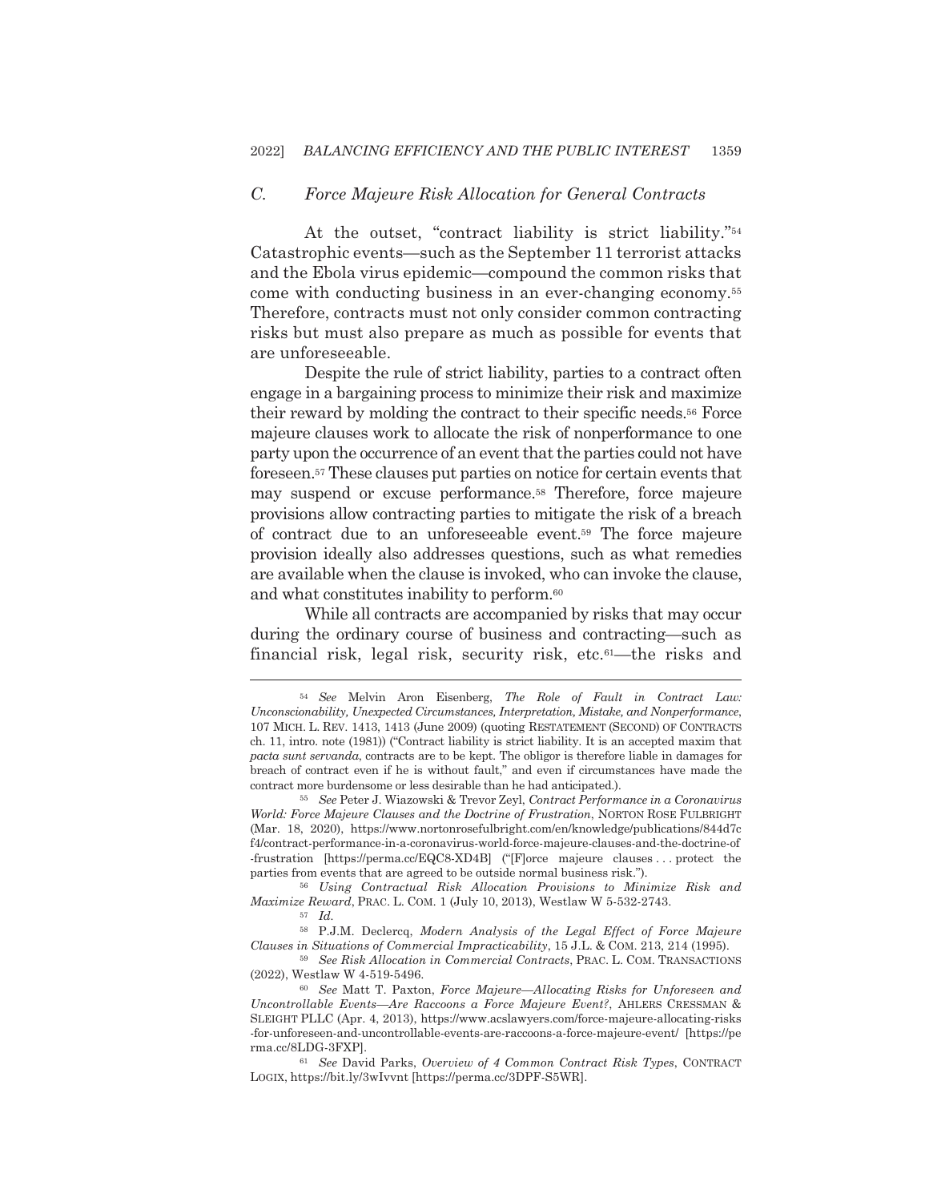### C. Force Majeure Risk Allocation for General Contracts

At the outset, "contract liability is strict liability."[54] Catastrophic events—such as the September 11 terrorist attacks and the Ebola virus epidemic—compound the common risks that come with conducting business in an ever-changing economy.[55] Therefore, contracts must not only consider common contracting risks but must also prepare as much as possible for events that are unforeseeable.

Despite the rule of strict liability, parties to a contract often engage in a bargaining process to minimize their risk and maximize their reward by molding the contract to their specific needs.[56] Force majeure clauses work to allocate the risk of nonperformance to one party upon the occurrence of an event that the parties could not have foreseen.[57] These clauses put parties on notice for certain events that may suspend or excuse performance.[58] Therefore, force majeure provisions allow contracting parties to mitigate the risk of a breach of contract due to an unforeseeable event.[59] The force majeure provision ideally also addresses questions, such as what remedies are available when the clause is invoked, who can invoke the clause, and what constitutes inability to perform.[60]

While all contracts are accompanied by risks that may occur during the ordinary course of business and contracting—such as financial risk, legal risk, security risk, etc.[61]—the risks and

---

[54] *See* Melvin Aron Eisenberg, *The Role of Fault in Contract Law: Unconscionability, Unexpected Circumstances, Interpretation, Mistake, and Nonperformance*, 107 MICH. L. REV. 1413, 1413 (June 2009) (quoting RESTATEMENT (SECOND) OF CONTRACTS ch. 11, intro. note (1981)) ("Contract liability is strict liability. It is an accepted maxim that *pacta sunt servanda*, contracts are to be kept. The obligor is therefore liable in damages for breach of contract even if he is without fault," and even if circumstances have made the contract more burdensome or less desirable than he had anticipated.).

[55] *See* Peter J. Wiazowski & Trevor Zeyl, *Contract Performance in a Coronavirus World: Force Majeure Clauses and the Doctrine of Frustration*, NORTON ROSE FULBRIGHT (Mar. 18, 2020), https://www.nortonrosefulbright.com/en/knowledge/publications/844d7cf4/contract-performance-in-a-coronavirus-world-force-majeure-clauses-and-the-doctrine-of-frustration [https://perma.cc/EQC8-XD4B] ("[F]orce majeure clauses . . . protect the parties from events that are agreed to be outside normal business risk.").

[56] *Using Contractual Risk Allocation Provisions to Minimize Risk and Maximize Reward*, PRAC. L. COM. 1 (July 10, 2013), Westlaw W 5-532-2743.

[57] *Id.*

[58] P.J.M. Declercq, *Modern Analysis of the Legal Effect of Force Majeure Clauses in Situations of Commercial Impracticability*, 15 J.L. & COM. 213, 214 (1995).

[59] *See Risk Allocation in Commercial Contracts*, PRAC. L. COM. TRANSACTIONS (2022), Westlaw W 4-519-5496.

[60] *See* Matt T. Paxton, *Force Majeure—Allocating Risks for Unforeseen and Uncontrollable Events—Are Raccoons a Force Majeure Event?*, AHLERS CRESSMAN & SLEIGHT PLLC (Apr. 4, 2013), https://www.acslawyers.com/force-majeure-allocating-risks-for-unforeseen-and-uncontrollable-events-are-raccoons-a-force-majeure-event/ [https://perma.cc/8LDG-3FXP].

[61] *See* David Parks, *Overview of 4 Common Contract Risk Types*, CONTRACT LOGIX, https://bit.ly/3wIvvnt [https://perma.cc/3DPF-S5WR].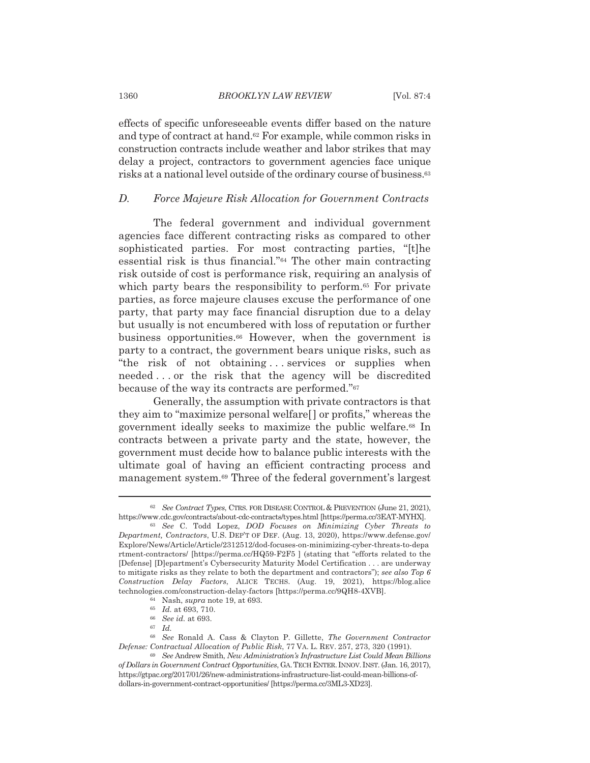effects of specific unforeseeable events differ based on the nature and type of contract at hand.[62] For example, while common risks in construction contracts include weather and labor strikes that may delay a project, contractors to government agencies face unique risks at a national level outside of the ordinary course of business.[63]

### *D. Force Majeure Risk Allocation for Government Contracts*

The federal government and individual government agencies face different contracting risks as compared to other sophisticated parties. For most contracting parties, "[t]he essential risk is thus financial."[64] The other main contracting risk outside of cost is performance risk, requiring an analysis of which party bears the responsibility to perform.[65] For private parties, as force majeure clauses excuse the performance of one party, that party may face financial disruption due to a delay but usually is not encumbered with loss of reputation or further business opportunities.[66] However, when the government is party to a contract, the government bears unique risks, such as "the risk of not obtaining . . . services or supplies when needed . . . or the risk that the agency will be discredited because of the way its contracts are performed."[67]

Generally, the assumption with private contractors is that they aim to "maximize personal welfare[] or profits," whereas the government ideally seeks to maximize the public welfare.[68] In contracts between a private party and the state, however, the government must decide how to balance public interests with the ultimate goal of having an efficient contracting process and management system.[69] Three of the federal government's largest

---

[62] *See Contract Types*, CTRS. FOR DISEASE CONTROL & PREVENTION (June 21, 2021), https://www.cdc.gov/contracts/about-cdc-contracts/types.html [https://perma.cc/3EAT-MYHX].

[63] *See* C. Todd Lopez, *DOD Focuses on Minimizing Cyber Threats to Department, Contractors*, U.S. DEP'T OF DEF. (Aug. 13, 2020), https://www.defense.gov/Explore/News/Article/Article/2312512/dod-focuses-on-minimizing-cyber-threats-to-department-contractors/ [https://perma.cc/HQ59-F2F5 ] (stating that "efforts related to the [Defense] [D]epartment's Cybersecurity Maturity Model Certification . . . are underway to mitigate risks as they relate to both the department and contractors"); *see also Top 6 Construction Delay Factors*, ALICE TECHS. (Aug. 19, 2021), https://blog.alicetechnologies.com/construction-delay-factors [https://perma.cc/9QH8-4XVB].

[64] Nash, *supra* note 19, at 693.

[65] *Id.* at 693, 710.

[66] *See id.* at 693.

[67] *Id.*

[68] *See* Ronald A. Cass & Clayton P. Gillette, *The Government Contractor Defense: Contractual Allocation of Public Risk*, 77 VA. L. REV. 257, 273, 320 (1991).

[69] *See* Andrew Smith, *New Administration's Infrastructure List Could Mean Billions of Dollars in Government Contract Opportunities*, GA. TECH ENTER. INNOV. INST. (Jan. 16, 2017), https://gtpac.org/2017/01/26/new-administrations-infrastructure-list-could-mean-billions-of-dollars-in-government-contract-opportunities/ [https://perma.cc/3ML3-XD23].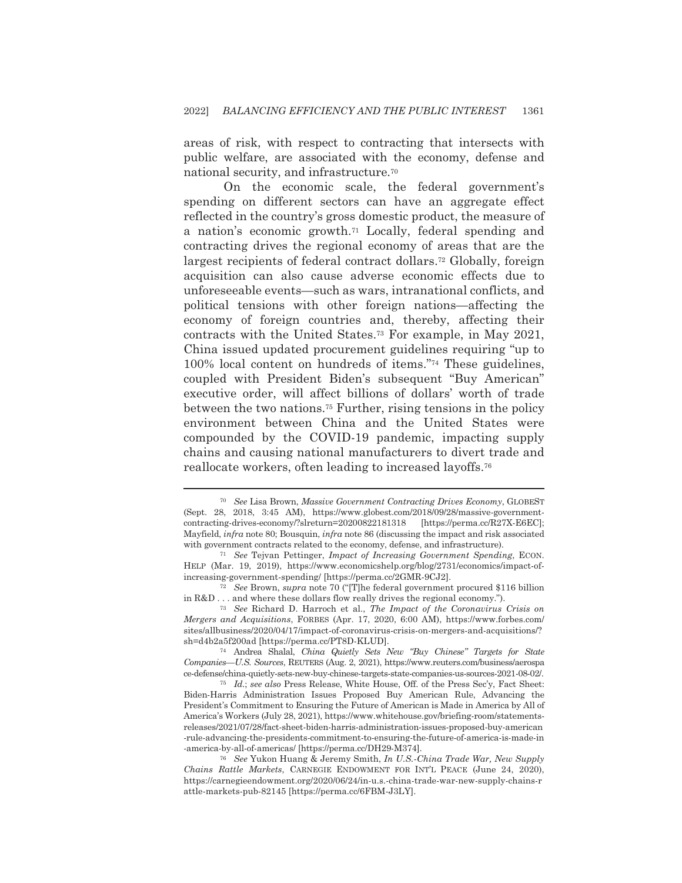areas of risk, with respect to contracting that intersects with public welfare, are associated with the economy, defense and national security, and infrastructure.[70]

On the economic scale, the federal government's spending on different sectors can have an aggregate effect reflected in the country's gross domestic product, the measure of a nation's economic growth.[71] Locally, federal spending and contracting drives the regional economy of areas that are the largest recipients of federal contract dollars.[72] Globally, foreign acquisition can also cause adverse economic effects due to unforeseeable events—such as wars, intranational conflicts, and political tensions with other foreign nations—affecting the economy of foreign countries and, thereby, affecting their contracts with the United States.[73] For example, in May 2021, China issued updated procurement guidelines requiring "up to 100% local content on hundreds of items."[74] These guidelines, coupled with President Biden's subsequent "Buy American" executive order, will affect billions of dollars' worth of trade between the two nations.[75] Further, rising tensions in the policy environment between China and the United States were compounded by the COVID-19 pandemic, impacting supply chains and causing national manufacturers to divert trade and reallocate workers, often leading to increased layoffs.[76]

---

[70] *See* Lisa Brown, *Massive Government Contracting Drives Economy*, GLOBEST (Sept. 28, 2018, 3:45 AM), https://www.globest.com/2018/09/28/massive-government-contracting-drives-economy/?slreturn=20200822181318 [https://perma.cc/R27X-E6EC]; Mayfield, *infra* note 80; Bousquin, *infra* note 86 (discussing the impact and risk associated with government contracts related to the economy, defense, and infrastructure).

[71] *See* Tejvan Pettinger, *Impact of Increasing Government Spending*, ECON. HELP (Mar. 19, 2019), https://www.economicshelp.org/blog/2731/economics/impact-of-increasing-government-spending/ [https://perma.cc/2GMR-9CJ2].

[72] *See* Brown, *supra* note 70 ("[T]he federal government procured $116 billion in R&D . . . and where these dollars flow really drives the regional economy.").

[73] *See* Richard D. Harroch et al., *The Impact of the Coronavirus Crisis on Mergers and Acquisitions*, FORBES (Apr. 17, 2020, 6:00 AM), https://www.forbes.com/sites/allbusiness/2020/04/17/impact-of-coronavirus-crisis-on-mergers-and-acquisitions/?sh=d4b2a5f200ad [https://perma.cc/PT8D-KLUD].

[74] Andrea Shalal, *China Quietly Sets New "Buy Chinese" Targets for State Companies—U.S. Sources*, REUTERS (Aug. 2, 2021), https://www.reuters.com/business/aerospace-defense/china-quietly-sets-new-buy-chinese-targets-state-companies-us-sources-2021-08-02/.

[75] *Id.*; *see also* Press Release, White House, Off. of the Press Sec'y, Fact Sheet: Biden-Harris Administration Issues Proposed Buy American Rule, Advancing the President's Commitment to Ensuring the Future of American is Made in America by All of America's Workers (July 28, 2021), https://www.whitehouse.gov/briefing-room/statements-releases/2021/07/28/fact-sheet-biden-harris-administration-issues-proposed-buy-american-rule-advancing-the-presidents-commitment-to-ensuring-the-future-of-america-is-made-in-america-by-all-of-americas/ [https://perma.cc/DH29-M374].

[76] *See* Yukon Huang & Jeremy Smith, *In U.S.-China Trade War, New Supply Chains Rattle Markets*, CARNEGIE ENDOWMENT FOR INT'L PEACE (June 24, 2020), https://carnegieendowment.org/2020/06/24/in-u.s.-china-trade-war-new-supply-chains-rattle-markets-pub-82145 [https://perma.cc/6FBM-J3LY].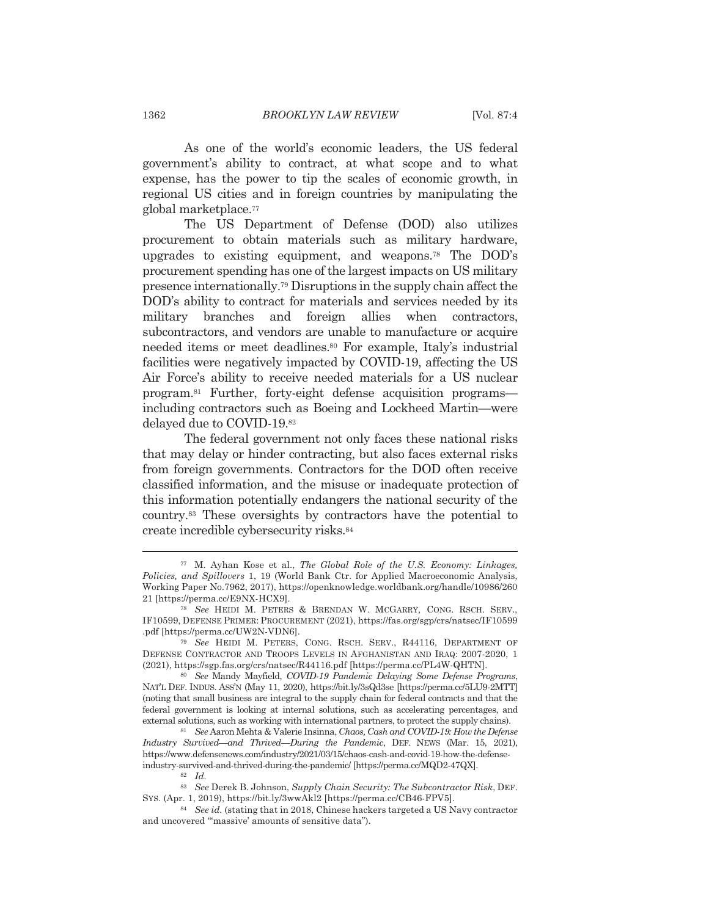As one of the world's economic leaders, the US federal government's ability to contract, at what scope and to what expense, has the power to tip the scales of economic growth, in regional US cities and in foreign countries by manipulating the global marketplace.[77]

The US Department of Defense (DOD) also utilizes procurement to obtain materials such as military hardware, upgrades to existing equipment, and weapons.[78] The DOD's procurement spending has one of the largest impacts on US military presence internationally.[79] Disruptions in the supply chain affect the DOD's ability to contract for materials and services needed by its military branches and foreign allies when contractors, subcontractors, and vendors are unable to manufacture or acquire needed items or meet deadlines.[80] For example, Italy's industrial facilities were negatively impacted by COVID-19, affecting the US Air Force's ability to receive needed materials for a US nuclear program.[81] Further, forty-eight defense acquisition programs—including contractors such as Boeing and Lockheed Martin—were delayed due to COVID-19.[82]

The federal government not only faces these national risks that may delay or hinder contracting, but also faces external risks from foreign governments. Contractors for the DOD often receive classified information, and the misuse or inadequate protection of this information potentially endangers the national security of the country.[83] These oversights by contractors have the potential to create incredible cybersecurity risks.[84]

---

[77] M. Ayhan Kose et al., *The Global Role of the U.S. Economy: Linkages, Policies, and Spillovers* 1, 19 (World Bank Ctr. for Applied Macroeconomic Analysis, Working Paper No.7962, 2017), https://openknowledge.worldbank.org/handle/10986/26021 [https://perma.cc/E9NX-HCX9].

[78] *See* HEIDI M. PETERS & BRENDAN W. MCGARRY, CONG. RSCH. SERV., IF10599, DEFENSE PRIMER: PROCUREMENT (2021), https://fas.org/sgp/crs/natsec/IF10599.pdf [https://perma.cc/UW2N-VDN6].

[79] *See* HEIDI M. PETERS, CONG. RSCH. SERV., R44116, DEPARTMENT OF DEFENSE CONTRACTOR AND TROOPS LEVELS IN AFGHANISTAN AND IRAQ: 2007-2020, 1 (2021), https://sgp.fas.org/crs/natsec/R44116.pdf [https://perma.cc/PL4W-QHTN].

[80] *See* Mandy Mayfield, *COVID-19 Pandemic Delaying Some Defense Programs*, NAT'L DEF. INDUS. ASS'N (May 11, 2020), https://bit.ly/3sQd3se [https://perma.cc/5LU9-2MTT] (noting that small business are integral to the supply chain for federal contracts and that the federal government is looking at internal solutions, such as accelerating percentages, and external solutions, such as working with international partners, to protect the supply chains).

[81] *See* Aaron Mehta & Valerie Insinna, *Chaos, Cash and COVID-19: How the Defense Industry Survived—and Thrived—During the Pandemic*, DEF. NEWS (Mar. 15, 2021), https://www.defensenews.com/industry/2021/03/15/chaos-cash-and-covid-19-how-the-defense-industry-survived-and-thrived-during-the-pandemic/ [https://perma.cc/MQD2-47QX].

[82] *Id.*

[83] *See* Derek B. Johnson, *Supply Chain Security: The Subcontractor Risk*, DEF. SYS. (Apr. 1, 2019), https://bit.ly/3wwAkl2 [https://perma.cc/CB46-FPV5].

[84] *See id.* (stating that in 2018, Chinese hackers targeted a US Navy contractor and uncovered "'massive' amounts of sensitive data").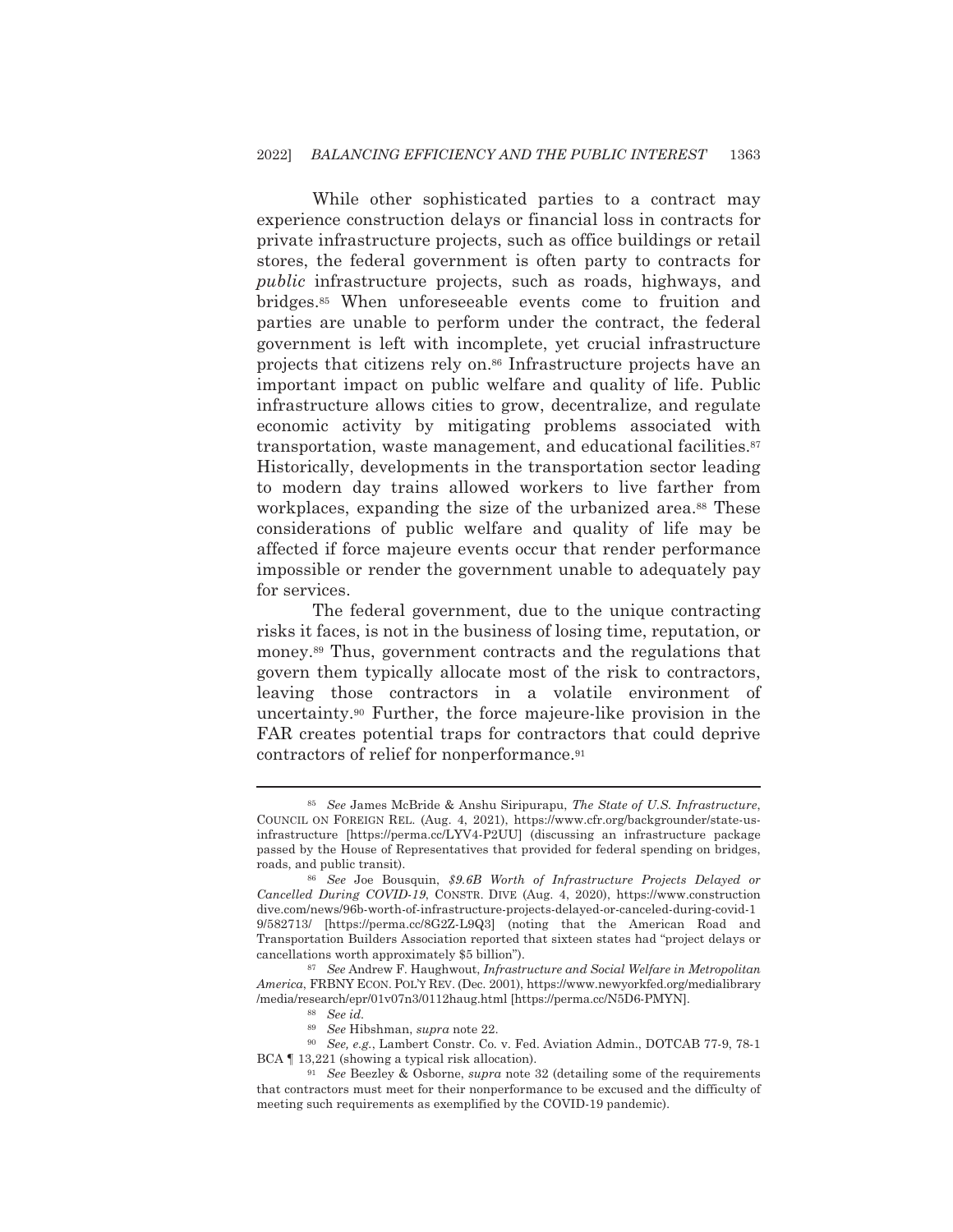While other sophisticated parties to a contract may experience construction delays or financial loss in contracts for private infrastructure projects, such as office buildings or retail stores, the federal government is often party to contracts for *public* infrastructure projects, such as roads, highways, and bridges.[85] When unforeseeable events come to fruition and parties are unable to perform under the contract, the federal government is left with incomplete, yet crucial infrastructure projects that citizens rely on.[86] Infrastructure projects have an important impact on public welfare and quality of life. Public infrastructure allows cities to grow, decentralize, and regulate economic activity by mitigating problems associated with transportation, waste management, and educational facilities.[87] Historically, developments in the transportation sector leading to modern day trains allowed workers to live farther from workplaces, expanding the size of the urbanized area.[88] These considerations of public welfare and quality of life may be affected if force majeure events occur that render performance impossible or render the government unable to adequately pay for services.

The federal government, due to the unique contracting risks it faces, is not in the business of losing time, reputation, or money.[89] Thus, government contracts and the regulations that govern them typically allocate most of the risk to contractors, leaving those contractors in a volatile environment of uncertainty.[90] Further, the force majeure-like provision in the FAR creates potential traps for contractors that could deprive contractors of relief for nonperformance.[91]

---

[85] *See* James McBride & Anshu Siripurapu, *The State of U.S. Infrastructure*, COUNCIL ON FOREIGN REL. (Aug. 4, 2021), https://www.cfr.org/backgrounder/state-us-infrastructure [https://perma.cc/LYV4-P2UU] (discussing an infrastructure package passed by the House of Representatives that provided for federal spending on bridges, roads, and public transit).

[86] *See* Joe Bousquin, *$9.6B Worth of Infrastructure Projects Delayed or Cancelled During COVID-19*, CONSTR. DIVE (Aug. 4, 2020), https://www.constructiondive.com/news/96b-worth-of-infrastructure-projects-delayed-or-canceled-during-covid-19/582713/ [https://perma.cc/8G2Z-L9Q3] (noting that the American Road and Transportation Builders Association reported that sixteen states had "project delays or cancellations worth approximately $5 billion").

[87] *See* Andrew F. Haughwout, *Infrastructure and Social Welfare in Metropolitan America*, FRBNY ECON. POL'Y REV. (Dec. 2001), https://www.newyorkfed.org/medialibrary/media/research/epr/01v07n3/0112haug.html [https://perma.cc/N5D6-PMYN].

[88] *See id.*

[89] *See* Hibshman, *supra* note 22.

[90] *See, e.g.*, Lambert Constr. Co. v. Fed. Aviation Admin., DOTCAB 77-9, 78-1 BCA ¶ 13,221 (showing a typical risk allocation).

[91] *See* Beezley & Osborne, *supra* note 32 (detailing some of the requirements that contractors must meet for their nonperformance to be excused and the difficulty of meeting such requirements as exemplified by the COVID-19 pandemic).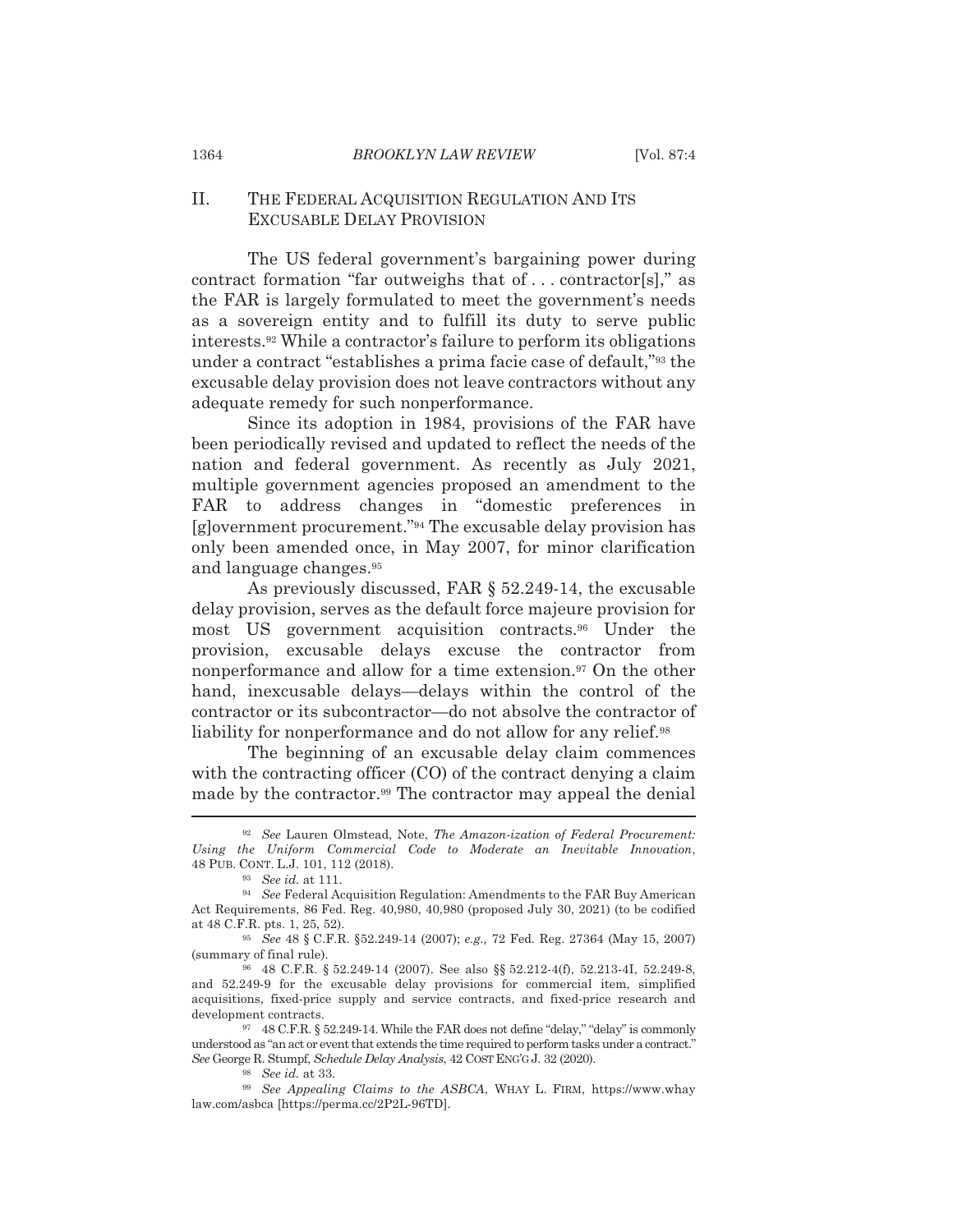## II. THE FEDERAL ACQUISITION REGULATION AND ITS EXCUSABLE DELAY PROVISION

The US federal government's bargaining power during contract formation "far outweighs that of . . . contractor[s]," as the FAR is largely formulated to meet the government's needs as a sovereign entity and to fulfill its duty to serve public interests.[92] While a contractor's failure to perform its obligations under a contract "establishes a prima facie case of default,"[93] the excusable delay provision does not leave contractors without any adequate remedy for such nonperformance.

Since its adoption in 1984, provisions of the FAR have been periodically revised and updated to reflect the needs of the nation and federal government. As recently as July 2021, multiple government agencies proposed an amendment to the FAR to address changes in "domestic preferences in [g]overnment procurement."[94] The excusable delay provision has only been amended once, in May 2007, for minor clarification and language changes.[95]

As previously discussed, FAR § 52.249-14, the excusable delay provision, serves as the default force majeure provision for most US government acquisition contracts.[96] Under the provision, excusable delays excuse the contractor from nonperformance and allow for a time extension.[97] On the other hand, inexcusable delays—delays within the control of the contractor or its subcontractor—do not absolve the contractor of liability for nonperformance and do not allow for any relief.[98]

The beginning of an excusable delay claim commences with the contracting officer (CO) of the contract denying a claim made by the contractor.[99] The contractor may appeal the denial

---

[92] *See* Lauren Olmstead, Note, *The Amazon-ization of Federal Procurement: Using the Uniform Commercial Code to Moderate an Inevitable Innovation*, 48 PUB. CONT. L.J. 101, 112 (2018).

[93] *See id.* at 111.

[94] *See* Federal Acquisition Regulation: Amendments to the FAR Buy American Act Requirements, 86 Fed. Reg. 40,980, 40,980 (proposed July 30, 2021) (to be codified at 48 C.F.R. pts. 1, 25, 52).

[95] *See* 48 § C.F.R. §52.249-14 (2007); *e.g.,* 72 Fed. Reg. 27364 (May 15, 2007) (summary of final rule).

[96] 48 C.F.R. § 52.249-14 (2007). See also §§ 52.212-4(f), 52.213-4I, 52.249-8, and 52.249-9 for the excusable delay provisions for commercial item, simplified acquisitions, fixed-price supply and service contracts, and fixed-price research and development contracts.

[97] 48 C.F.R. § 52.249-14. While the FAR does not define "delay," "delay" is commonly understood as "an act or event that extends the time required to perform tasks under a contract." *See* George R. Stumpf, *Schedule Delay Analysis*, 42 COST ENG'G J. 32 (2020).

[98] *See id.* at 33.

[99] *See Appealing Claims to the ASBCA*, WHAY L. FIRM, https://www.whaylaw.com/asbca [https://perma.cc/2P2L-96TD].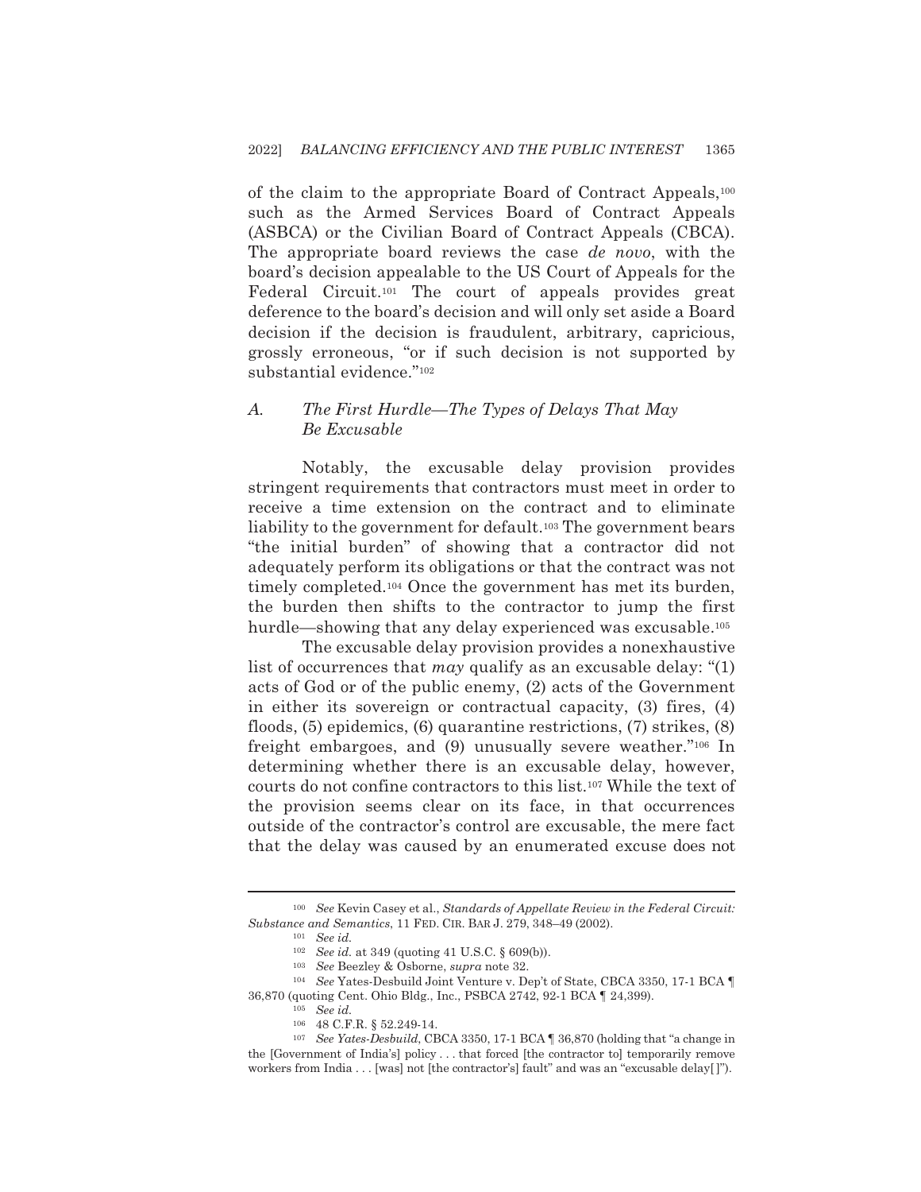of the claim to the appropriate Board of Contract Appeals,[100] such as the Armed Services Board of Contract Appeals (ASBCA) or the Civilian Board of Contract Appeals (CBCA). The appropriate board reviews the case *de novo*, with the board's decision appealable to the US Court of Appeals for the Federal Circuit.[101] The court of appeals provides great deference to the board's decision and will only set aside a Board decision if the decision is fraudulent, arbitrary, capricious, grossly erroneous, "or if such decision is not supported by substantial evidence."[102]

### A. *The First Hurdle—The Types of Delays That May Be Excusable*

Notably, the excusable delay provision provides stringent requirements that contractors must meet in order to receive a time extension on the contract and to eliminate liability to the government for default.[103] The government bears "the initial burden" of showing that a contractor did not adequately perform its obligations or that the contract was not timely completed.[104] Once the government has met its burden, the burden then shifts to the contractor to jump the first hurdle—showing that any delay experienced was excusable.[105]

The excusable delay provision provides a nonexhaustive list of occurrences that *may* qualify as an excusable delay: "(1) acts of God or of the public enemy, (2) acts of the Government in either its sovereign or contractual capacity, (3) fires, (4) floods, (5) epidemics, (6) quarantine restrictions, (7) strikes, (8) freight embargoes, and (9) unusually severe weather."[106] In determining whether there is an excusable delay, however, courts do not confine contractors to this list.[107] While the text of the provision seems clear on its face, in that occurrences outside of the contractor's control are excusable, the mere fact that the delay was caused by an enumerated excuse does not

---

[100] *See* Kevin Casey et al., *Standards of Appellate Review in the Federal Circuit: Substance and Semantics*, 11 FED. CIR. BAR J. 279, 348–49 (2002).

[101] *See id.*

[102] *See id.* at 349 (quoting 41 U.S.C. § 609(b)).

[103] *See* Beezley & Osborne, *supra* note 32.

[104] *See* Yates-Desbuild Joint Venture v. Dep't of State, CBCA 3350, 17-1 BCA ¶ 36,870 (quoting Cent. Ohio Bldg., Inc., PSBCA 2742, 92-1 BCA ¶ 24,399).

[105] *See id.*

[106] 48 C.F.R. § 52.249-14.

[107] *See Yates-Desbuild*, CBCA 3350, 17-1 BCA ¶ 36,870 (holding that "a change in the [Government of India's] policy . . . that forced [the contractor to] temporarily remove workers from India . . . [was] not [the contractor's] fault" and was an "excusable delay[ ]").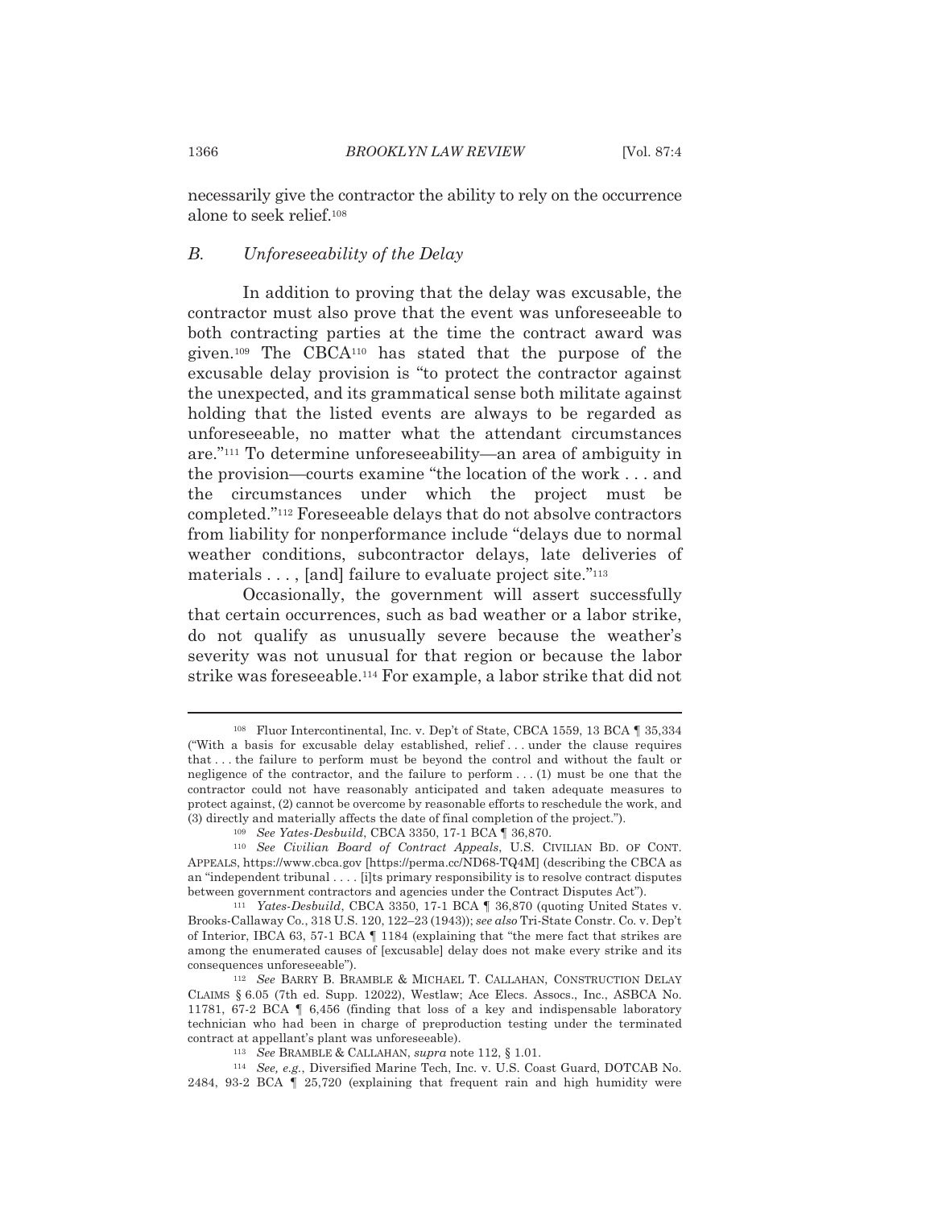necessarily give the contractor the ability to rely on the occurrence alone to seek relief.[108]

### B. *Unforeseeability of the Delay*

In addition to proving that the delay was excusable, the contractor must also prove that the event was unforeseeable to both contracting parties at the time the contract award was given.[109] The CBCA[110] has stated that the purpose of the excusable delay provision is "to protect the contractor against the unexpected, and its grammatical sense both militate against holding that the listed events are always to be regarded as unforeseeable, no matter what the attendant circumstances are."[111] To determine unforeseeability—an area of ambiguity in the provision—courts examine "the location of the work . . . and the circumstances under which the project must be completed."[112] Foreseeable delays that do not absolve contractors from liability for nonperformance include "delays due to normal weather conditions, subcontractor delays, late deliveries of materials . . . , [and] failure to evaluate project site."[113]

Occasionally, the government will assert successfully that certain occurrences, such as bad weather or a labor strike, do not qualify as unusually severe because the weather's severity was not unusual for that region or because the labor strike was foreseeable.[114] For example, a labor strike that did not

---

[108] Fluor Intercontinental, Inc. v. Dep't of State, CBCA 1559, 13 BCA ¶ 35,334 ("With a basis for excusable delay established, relief . . . under the clause requires that . . . the failure to perform must be beyond the control and without the fault or negligence of the contractor, and the failure to perform . . . (1) must be one that the contractor could not have reasonably anticipated and taken adequate measures to protect against, (2) cannot be overcome by reasonable efforts to reschedule the work, and (3) directly and materially affects the date of final completion of the project.").

[109] *See Yates-Desbuild*, CBCA 3350, 17-1 BCA ¶ 36,870.

[110] *See Civilian Board of Contract Appeals*, U.S. CIVILIAN BD. OF CONT. APPEALS, https://www.cbca.gov [https://perma.cc/ND68-TQ4M] (describing the CBCA as an "independent tribunal . . . . [i]ts primary responsibility is to resolve contract disputes between government contractors and agencies under the Contract Disputes Act").

[111] *Yates-Desbuild*, CBCA 3350, 17-1 BCA ¶ 36,870 (quoting United States v. Brooks-Callaway Co., 318 U.S. 120, 122–23 (1943)); *see also* Tri-State Constr. Co. v. Dep't of Interior, IBCA 63, 57-1 BCA ¶ 1184 (explaining that "the mere fact that strikes are among the enumerated causes of [excusable] delay does not make every strike and its consequences unforeseeable").

[112] *See* BARRY B. BRAMBLE & MICHAEL T. CALLAHAN, CONSTRUCTION DELAY CLAIMS § 6.05 (7th ed. Supp. 12022), Westlaw; Ace Elecs. Assocs., Inc., ASBCA No. 11781, 67-2 BCA ¶ 6,456 (finding that loss of a key and indispensable laboratory technician who had been in charge of preproduction testing under the terminated contract at appellant's plant was unforeseeable).

[113] *See* BRAMBLE & CALLAHAN, *supra* note 112, § 1.01.

[114] *See, e.g.*, Diversified Marine Tech, Inc. v. U.S. Coast Guard, DOTCAB No. 2484, 93-2 BCA ¶ 25,720 (explaining that frequent rain and high humidity were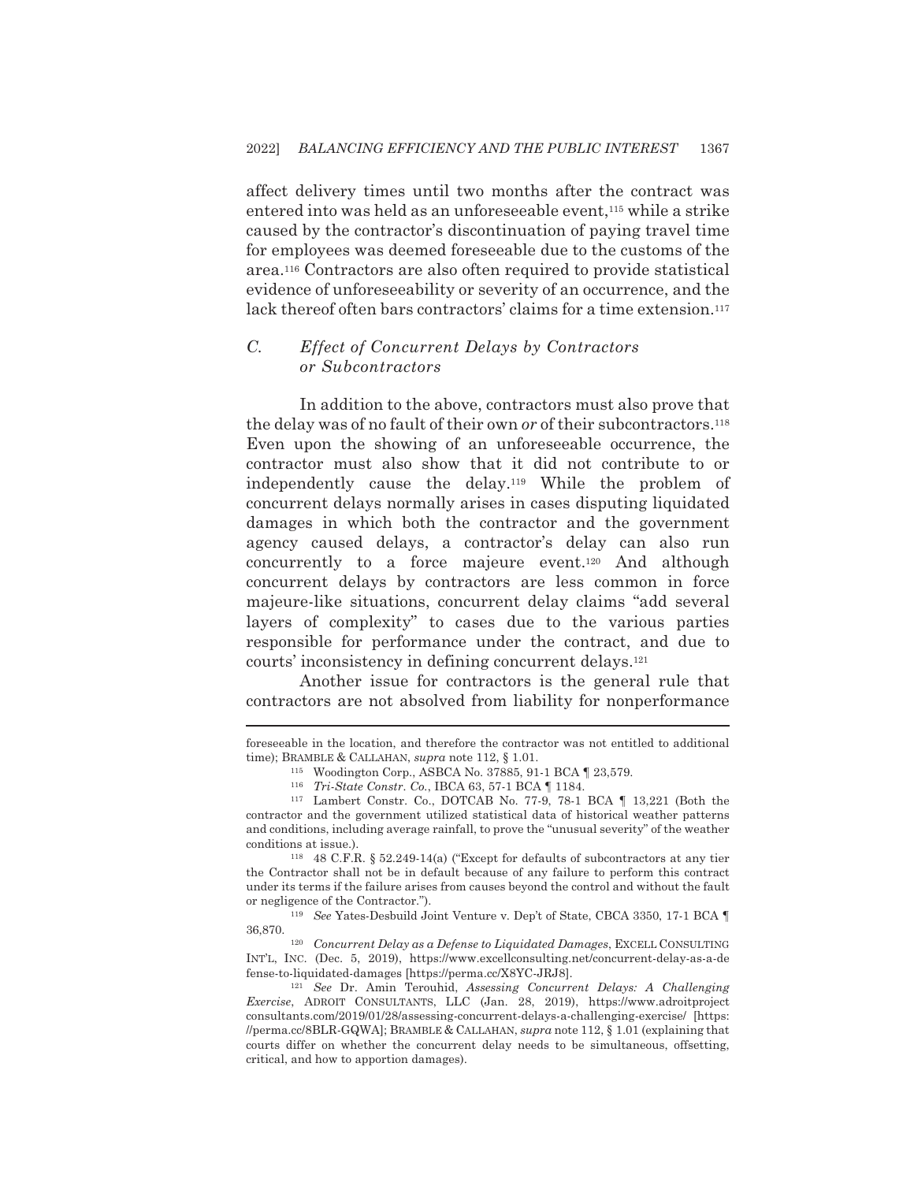affect delivery times until two months after the contract was entered into was held as an unforeseeable event,[115] while a strike caused by the contractor's discontinuation of paying travel time for employees was deemed foreseeable due to the customs of the area.[116] Contractors are also often required to provide statistical evidence of unforeseeability or severity of an occurrence, and the lack thereof often bars contractors' claims for a time extension.[117]

### C. *Effect of Concurrent Delays by Contractors or Subcontractors*

In addition to the above, contractors must also prove that the delay was of no fault of their own *or* of their subcontractors.[118] Even upon the showing of an unforeseeable occurrence, the contractor must also show that it did not contribute to or independently cause the delay.[119] While the problem of concurrent delays normally arises in cases disputing liquidated damages in which both the contractor and the government agency caused delays, a contractor's delay can also run concurrently to a force majeure event.[120] And although concurrent delays by contractors are less common in force majeure-like situations, concurrent delay claims "add several layers of complexity" to cases due to the various parties responsible for performance under the contract, and due to courts' inconsistency in defining concurrent delays.[121]

Another issue for contractors is the general rule that contractors are not absolved from liability for nonperformance

---

foreseeable in the location, and therefore the contractor was not entitled to additional time); BRAMBLE & CALLAHAN, *supra* note 112, § 1.01.

[115] Woodington Corp., ASBCA No. 37885, 91-1 BCA ¶ 23,579.

[116] *Tri-State Constr. Co.*, IBCA 63, 57-1 BCA ¶ 1184.

[117] Lambert Constr. Co., DOTCAB No. 77-9, 78-1 BCA ¶ 13,221 (Both the contractor and the government utilized statistical data of historical weather patterns and conditions, including average rainfall, to prove the "unusual severity" of the weather conditions at issue.).

[118] 48 C.F.R. § 52.249-14(a) ("Except for defaults of subcontractors at any tier the Contractor shall not be in default because of any failure to perform this contract under its terms if the failure arises from causes beyond the control and without the fault or negligence of the Contractor.").

[119] *See* Yates-Desbuild Joint Venture v. Dep't of State, CBCA 3350, 17-1 BCA ¶ 36,870.

[120] *Concurrent Delay as a Defense to Liquidated Damages*, EXCELL CONSULTING INT'L, INC. (Dec. 5, 2019), https://www.excellconsulting.net/concurrent-delay-as-a-defense-to-liquidated-damages [https://perma.cc/X8YC-JRJ8].

[121] *See* Dr. Amin Terouhid, *Assessing Concurrent Delays: A Challenging Exercise*, ADROIT CONSULTANTS, LLC (Jan. 28, 2019), https://www.adroitprojectconsultants.com/2019/01/28/assessing-concurrent-delays-a-challenging-exercise/ [https://perma.cc/8BLR-GQWA]; BRAMBLE & CALLAHAN, *supra* note 112, § 1.01 (explaining that courts differ on whether the concurrent delay needs to be simultaneous, offsetting, critical, and how to apportion damages).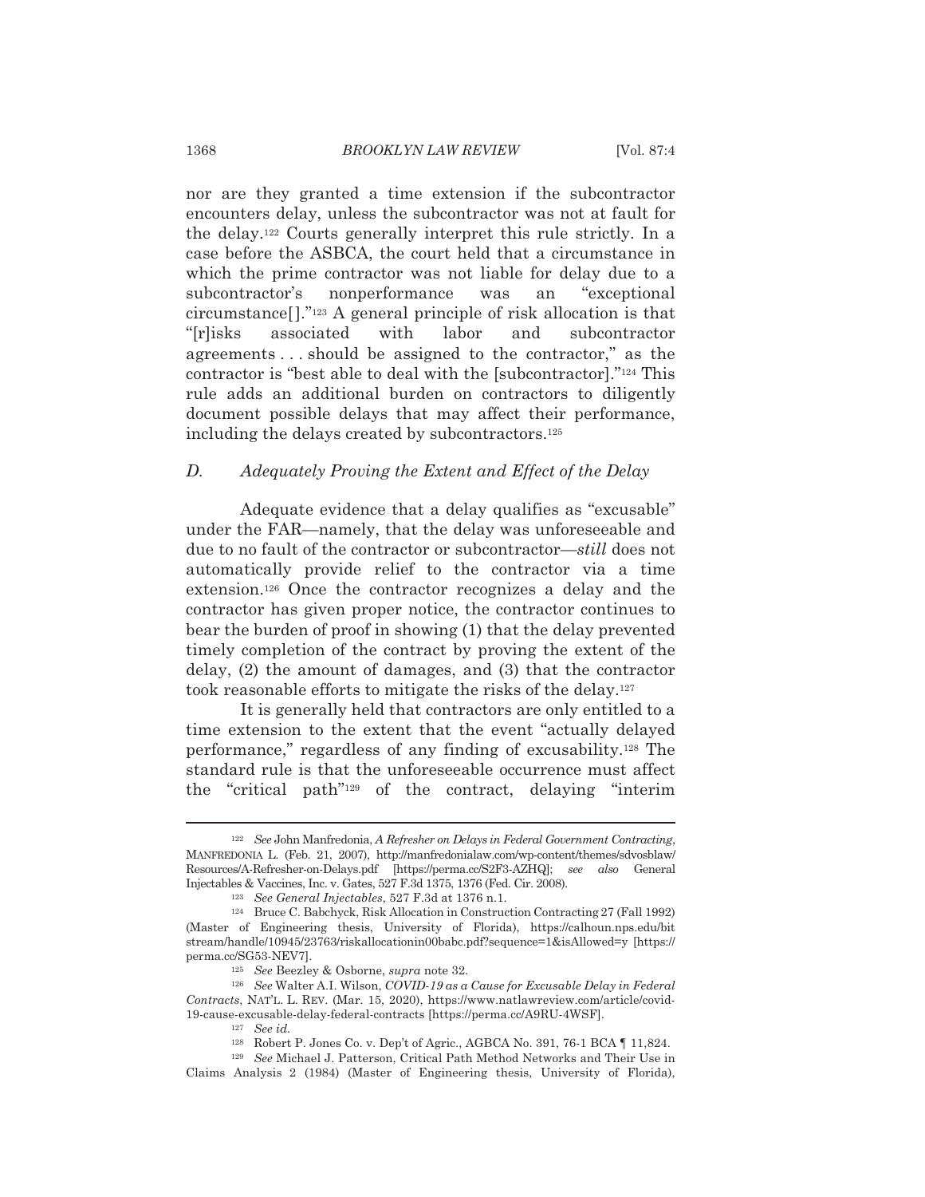nor are they granted a time extension if the subcontractor encounters delay, unless the subcontractor was not at fault for the delay.[122] Courts generally interpret this rule strictly. In a case before the ASBCA, the court held that a circumstance in which the prime contractor was not liable for delay due to a subcontractor's nonperformance was an "exceptional circumstance[]."[123] A general principle of risk allocation is that "[r]isks associated with labor and subcontractor agreements . . . should be assigned to the contractor," as the contractor is "best able to deal with the [subcontractor]."[124] This rule adds an additional burden on contractors to diligently document possible delays that may affect their performance, including the delays created by subcontractors.[125]

### *D. Adequately Proving the Extent and Effect of the Delay*

Adequate evidence that a delay qualifies as "excusable" under the FAR—namely, that the delay was unforeseeable and due to no fault of the contractor or subcontractor—*still* does not automatically provide relief to the contractor via a time extension.[126] Once the contractor recognizes a delay and the contractor has given proper notice, the contractor continues to bear the burden of proof in showing (1) that the delay prevented timely completion of the contract by proving the extent of the delay, (2) the amount of damages, and (3) that the contractor took reasonable efforts to mitigate the risks of the delay.[127]

It is generally held that contractors are only entitled to a time extension to the extent that the event "actually delayed performance," regardless of any finding of excusability.[128] The standard rule is that the unforeseeable occurrence must affect the "critical path"[129] of the contract, delaying "interim

---

[122] *See* John Manfredonia, *A Refresher on Delays in Federal Government Contracting*, MANFREDONIA L. (Feb. 21, 2007), http://manfredonialaw.com/wp-content/themes/sdvosblaw/Resources/A-Refresher-on-Delays.pdf [https://perma.cc/S2F3-AZHQ]; *see also* General Injectables & Vaccines, Inc. v. Gates, 527 F.3d 1375, 1376 (Fed. Cir. 2008).

[123] *See General Injectables*, 527 F.3d at 1376 n.1.

[124] Bruce C. Babchyck, Risk Allocation in Construction Contracting 27 (Fall 1992) (Master of Engineering thesis, University of Florida), https://calhoun.nps.edu/bitstream/handle/10945/23763/riskallocationin00babc.pdf?sequence=1&isAllowed=y [https://perma.cc/SG53-NEV7].

[125] *See* Beezley & Osborne, *supra* note 32.

[126] *See* Walter A.I. Wilson, *COVID-19 as a Cause for Excusable Delay in Federal Contracts*, NAT'L L. REV. (Mar. 15, 2020), https://www.natlawreview.com/article/covid-19-cause-excusable-delay-federal-contracts [https://perma.cc/A9RU-4WSF].

[127] *See id.*

[128] Robert P. Jones Co. v. Dep't of Agric., AGBCA No. 391, 76-1 BCA ¶ 11,824.

[129] *See* Michael J. Patterson, Critical Path Method Networks and Their Use in Claims Analysis 2 (1984) (Master of Engineering thesis, University of Florida),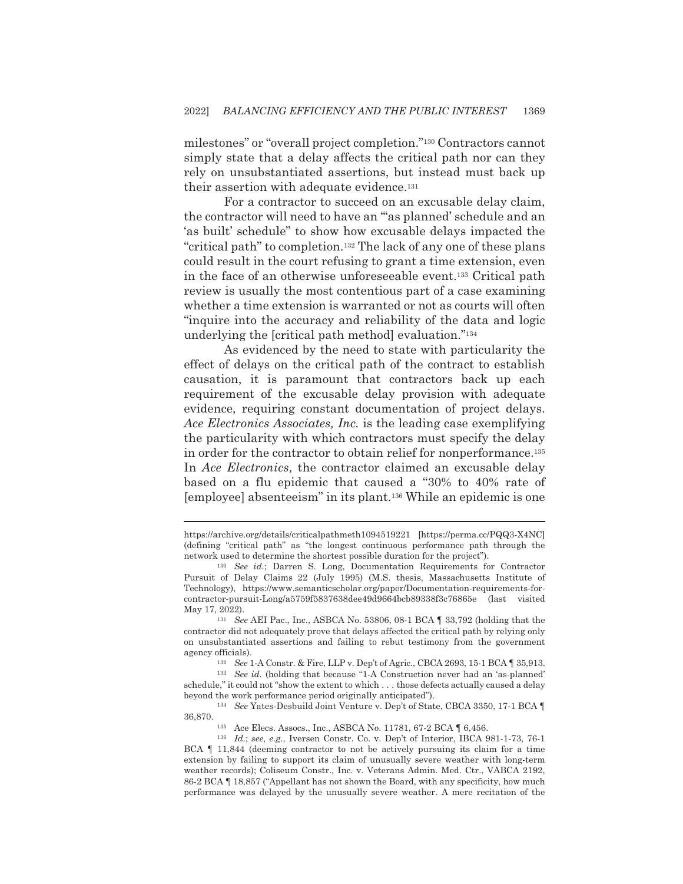milestones" or "overall project completion."[130] Contractors cannot simply state that a delay affects the critical path nor can they rely on unsubstantiated assertions, but instead must back up their assertion with adequate evidence.[131]

For a contractor to succeed on an excusable delay claim, the contractor will need to have an "'as planned' schedule and an 'as built' schedule" to show how excusable delays impacted the "critical path" to completion.[132] The lack of any one of these plans could result in the court refusing to grant a time extension, even in the face of an otherwise unforeseeable event.[133] Critical path review is usually the most contentious part of a case examining whether a time extension is warranted or not as courts will often "inquire into the accuracy and reliability of the data and logic underlying the [critical path method] evaluation."[134]

As evidenced by the need to state with particularity the effect of delays on the critical path of the contract to establish causation, it is paramount that contractors back up each requirement of the excusable delay provision with adequate evidence, requiring constant documentation of project delays. *Ace Electronics Associates, Inc.* is the leading case exemplifying the particularity with which contractors must specify the delay in order for the contractor to obtain relief for nonperformance.[135] In *Ace Electronics*, the contractor claimed an excusable delay based on a flu epidemic that caused a "30% to 40% rate of [employee] absenteeism" in its plant.[136] While an epidemic is one

---

https://archive.org/details/criticalpathmeth1094519221 [https://perma.cc/PQQ3-X4NC] (defining "critical path" as "the longest continuous performance path through the network used to determine the shortest possible duration for the project").

[130] *See id.*; Darren S. Long, Documentation Requirements for Contractor Pursuit of Delay Claims 22 (July 1995) (M.S. thesis, Massachusetts Institute of Technology), https://www.semanticscholar.org/paper/Documentation-requirements-for-contractor-pursuit-Long/a5759f5837638dee49d9664bcb89338f3c76865e (last visited May 17, 2022).

[131] *See* AEI Pac., Inc., ASBCA No. 53806, 08-1 BCA ¶ 33,792 (holding that the contractor did not adequately prove that delays affected the critical path by relying only on unsubstantiated assertions and failing to rebut testimony from the government agency officials).

[132] *See* 1-A Constr. & Fire, LLP v. Dep't of Agric., CBCA 2693, 15-1 BCA ¶ 35,913.

[133] *See id.* (holding that because "1-A Construction never had an 'as-planned' schedule," it could not "show the extent to which . . . those defects actually caused a delay beyond the work performance period originally anticipated").

[134] *See* Yates-Desbuild Joint Venture v. Dep't of State, CBCA 3350, 17-1 BCA ¶ 36,870.

[135] Ace Elecs. Assocs., Inc., ASBCA No. 11781, 67-2 BCA ¶ 6,456.

[136] *Id.*; *see, e.g.*, Iversen Constr. Co. v. Dep't of Interior, IBCA 981-1-73, 76-1 BCA ¶ 11,844 (deeming contractor to not be actively pursuing its claim for a time extension by failing to support its claim of unusually severe weather with long-term weather records); Coliseum Constr., Inc. v. Veterans Admin. Med. Ctr., VABCA 2192, 86-2 BCA ¶ 18,857 ("Appellant has not shown the Board, with any specificity, how much performance was delayed by the unusually severe weather. A mere recitation of the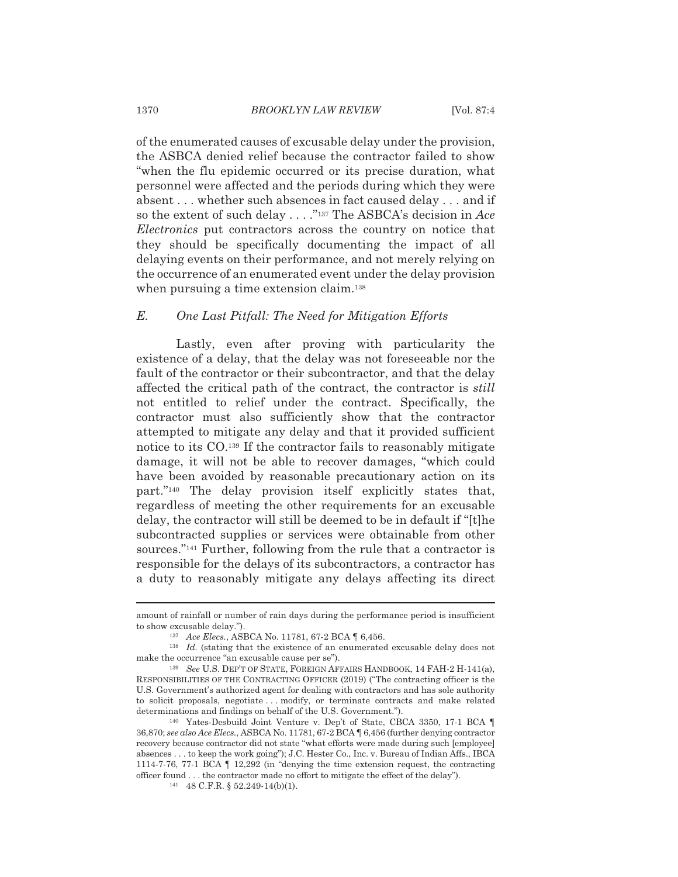of the enumerated causes of excusable delay under the provision, the ASBCA denied relief because the contractor failed to show "when the flu epidemic occurred or its precise duration, what personnel were affected and the periods during which they were absent . . . whether such absences in fact caused delay . . . and if so the extent of such delay . . . ."[137] The ASBCA's decision in *Ace Electronics* put contractors across the country on notice that they should be specifically documenting the impact of all delaying events on their performance, and not merely relying on the occurrence of an enumerated event under the delay provision when pursuing a time extension claim.[138]

### *E. One Last Pitfall: The Need for Mitigation Efforts*

Lastly, even after proving with particularity the existence of a delay, that the delay was not foreseeable nor the fault of the contractor or their subcontractor, and that the delay affected the critical path of the contract, the contractor is *still* not entitled to relief under the contract. Specifically, the contractor must also sufficiently show that the contractor attempted to mitigate any delay and that it provided sufficient notice to its CO.[139] If the contractor fails to reasonably mitigate damage, it will not be able to recover damages, "which could have been avoided by reasonable precautionary action on its part."[140] The delay provision itself explicitly states that, regardless of meeting the other requirements for an excusable delay, the contractor will still be deemed to be in default if "[t]he subcontracted supplies or services were obtainable from other sources."[141] Further, following from the rule that a contractor is responsible for the delays of its subcontractors, a contractor has a duty to reasonably mitigate any delays affecting its direct

---

amount of rainfall or number of rain days during the performance period is insufficient to show excusable delay.").

[137] *Ace Elecs.*, ASBCA No. 11781, 67-2 BCA ¶ 6,456.

[138] *Id.* (stating that the existence of an enumerated excusable delay does not make the occurrence "an excusable cause per se").

[139] *See* U.S. DEP'T OF STATE, FOREIGN AFFAIRS HANDBOOK, 14 FAH-2 H-141(a), RESPONSIBILITIES OF THE CONTRACTING OFFICER (2019) ("The contracting officer is the U.S. Government's authorized agent for dealing with contractors and has sole authority to solicit proposals, negotiate . . . modify, or terminate contracts and make related determinations and findings on behalf of the U.S. Government.").

[140] Yates-Desbuild Joint Venture v. Dep't of State, CBCA 3350, 17-1 BCA ¶ 36,870; *see also Ace Elecs.*, ASBCA No. 11781, 67-2 BCA ¶ 6,456 (further denying contractor recovery because contractor did not state "what efforts were made during such [employee] absences . . . to keep the work going"); J.C. Hester Co., Inc. v. Bureau of Indian Affs., IBCA 1114-7-76, 77-1 BCA ¶ 12,292 (in "denying the time extension request, the contracting officer found . . . the contractor made no effort to mitigate the effect of the delay").

[141] 48 C.F.R. § 52.249-14(b)(1).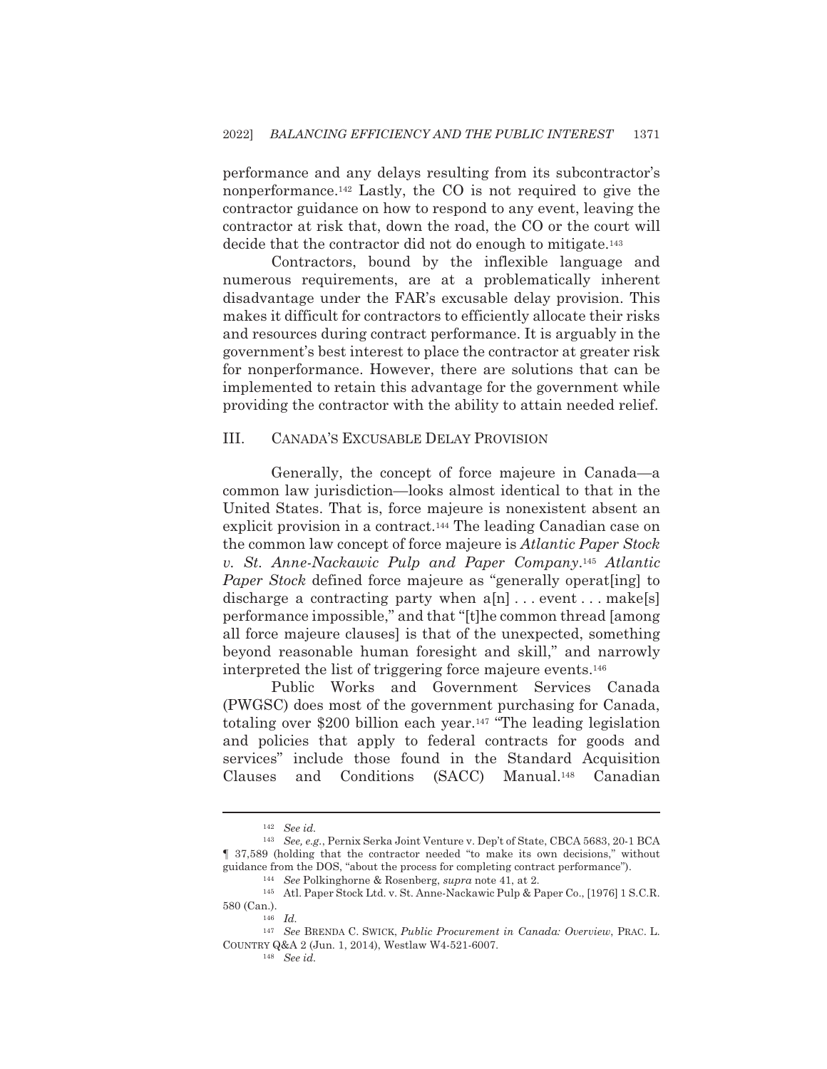performance and any delays resulting from its subcontractor's nonperformance.[142] Lastly, the CO is not required to give the contractor guidance on how to respond to any event, leaving the contractor at risk that, down the road, the CO or the court will decide that the contractor did not do enough to mitigate.[143]

Contractors, bound by the inflexible language and numerous requirements, are at a problematically inherent disadvantage under the FAR's excusable delay provision. This makes it difficult for contractors to efficiently allocate their risks and resources during contract performance. It is arguably in the government's best interest to place the contractor at greater risk for nonperformance. However, there are solutions that can be implemented to retain this advantage for the government while providing the contractor with the ability to attain needed relief.

## III. CANADA'S EXCUSABLE DELAY PROVISION

Generally, the concept of force majeure in Canada—a common law jurisdiction—looks almost identical to that in the United States. That is, force majeure is nonexistent absent an explicit provision in a contract.[144] The leading Canadian case on the common law concept of force majeure is *Atlantic Paper Stock v. St. Anne-Nackawic Pulp and Paper Company*.[145] *Atlantic Paper Stock* defined force majeure as "generally operat[ing] to discharge a contracting party when a[n] . . . event . . . make[s] performance impossible," and that "[t]he common thread [among all force majeure clauses] is that of the unexpected, something beyond reasonable human foresight and skill," and narrowly interpreted the list of triggering force majeure events.[146]

Public Works and Government Services Canada (PWGSC) does most of the government purchasing for Canada, totaling over $200 billion each year.[147] "The leading legislation and policies that apply to federal contracts for goods and services" include those found in the Standard Acquisition Clauses and Conditions (SACC) Manual.[148] Canadian

---

[142] *See id.*

[143] *See, e.g.*, Pernix Serka Joint Venture v. Dep't of State, CBCA 5683, 20-1 BCA ¶ 37,589 (holding that the contractor needed "to make its own decisions," without guidance from the DOS, "about the process for completing contract performance").

[144] *See* Polkinghorne & Rosenberg, *supra* note 41, at 2.

[145] Atl. Paper Stock Ltd. v. St. Anne-Nackawic Pulp & Paper Co., [1976] 1 S.C.R. 580 (Can.).

[146] *Id.*

[147] *See* BRENDA C. SWICK, *Public Procurement in Canada: Overview*, PRAC. L. COUNTRY Q&A 2 (Jun. 1, 2014), Westlaw W4-521-6007.

[148] *See id.*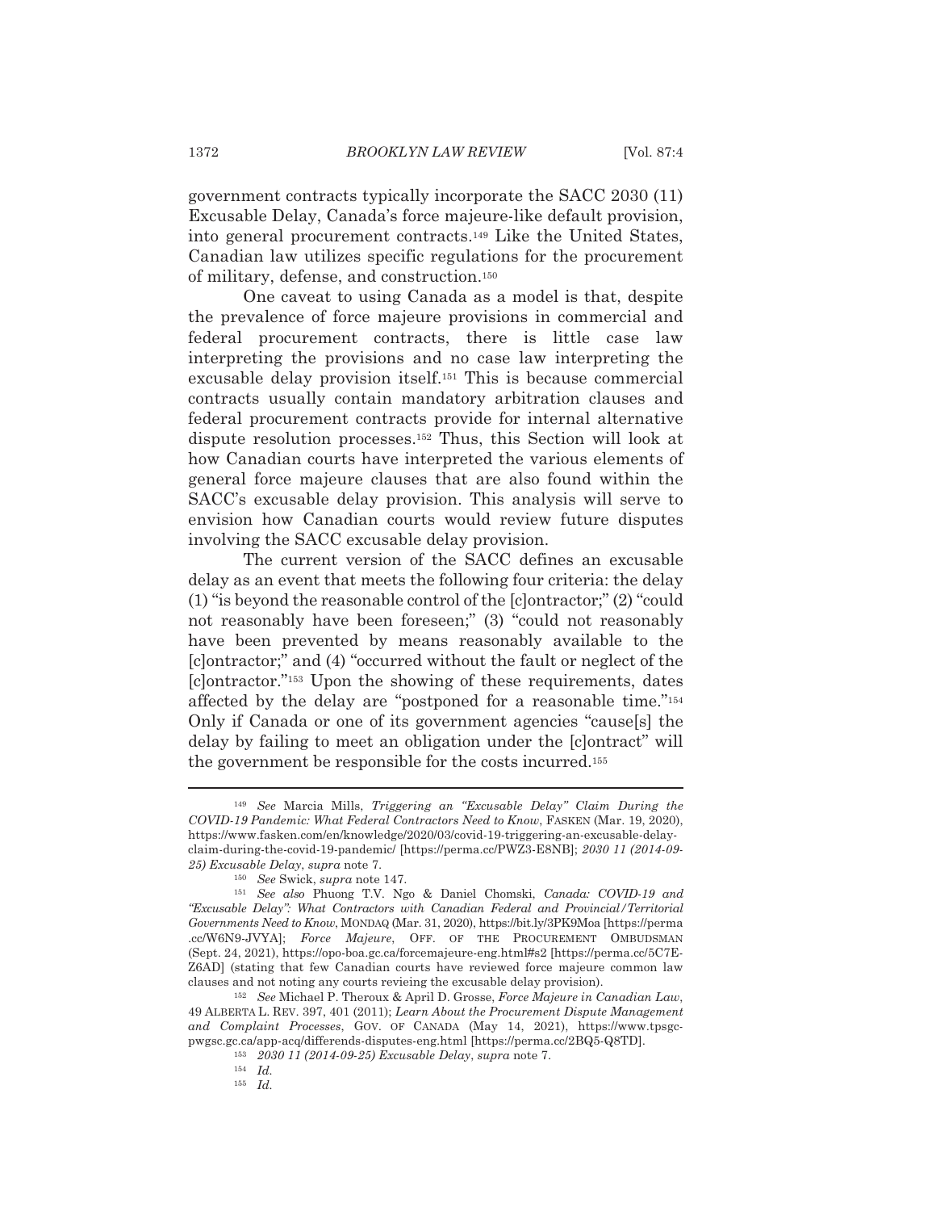government contracts typically incorporate the SACC 2030 (11) Excusable Delay, Canada's force majeure-like default provision, into general procurement contracts.[149] Like the United States, Canadian law utilizes specific regulations for the procurement of military, defense, and construction.[150]

One caveat to using Canada as a model is that, despite the prevalence of force majeure provisions in commercial and federal procurement contracts, there is little case law interpreting the provisions and no case law interpreting the excusable delay provision itself.[151] This is because commercial contracts usually contain mandatory arbitration clauses and federal procurement contracts provide for internal alternative dispute resolution processes.[152] Thus, this Section will look at how Canadian courts have interpreted the various elements of general force majeure clauses that are also found within the SACC's excusable delay provision. This analysis will serve to envision how Canadian courts would review future disputes involving the SACC excusable delay provision.

The current version of the SACC defines an excusable delay as an event that meets the following four criteria: the delay (1) "is beyond the reasonable control of the [c]ontractor;" (2) "could not reasonably have been foreseen;" (3) "could not reasonably have been prevented by means reasonably available to the [c]ontractor;" and (4) "occurred without the fault or neglect of the [c]ontractor."[153] Upon the showing of these requirements, dates affected by the delay are "postponed for a reasonable time."[154] Only if Canada or one of its government agencies "cause[s] the delay by failing to meet an obligation under the [c]ontract" will the government be responsible for the costs incurred.[155]

---

[149] *See* Marcia Mills, *Triggering an "Excusable Delay" Claim During the COVID-19 Pandemic: What Federal Contractors Need to Know*, FASKEN (Mar. 19, 2020), https://www.fasken.com/en/knowledge/2020/03/covid-19-triggering-an-excusable-delay-claim-during-the-covid-19-pandemic/ [https://perma.cc/PWZ3-E8NB]; *2030 11 (2014-09-25) Excusable Delay*, *supra* note 7.

[150] *See* Swick, *supra* note 147.

[151] *See also* Phuong T.V. Ngo & Daniel Chomski, *Canada: COVID-19 and "Excusable Delay": What Contractors with Canadian Federal and Provincial/Territorial Governments Need to Know*, MONDAQ (Mar. 31, 2020), https://bit.ly/3PK9Moa [https://perma.cc/W6N9-JVYA]; *Force Majeure*, OFF. OF THE PROCUREMENT OMBUDSMAN (Sept. 24, 2021), https://opo-boa.gc.ca/forcemajeure-eng.html#s2 [https://perma.cc/5C7E-Z6AD] (stating that few Canadian courts have reviewed force majeure common law clauses and not noting any courts revieing the excusable delay provision).

[152] *See* Michael P. Theroux & April D. Grosse, *Force Majeure in Canadian Law*, 49 ALBERTA L. REV. 397, 401 (2011); *Learn About the Procurement Dispute Management and Complaint Processes*, GOV. OF CANADA (May 14, 2021), https://www.tpsgc-pwgsc.gc.ca/app-acq/differends-disputes-eng.html [https://perma.cc/2BQ5-Q8TD].

[153] *2030 11 (2014-09-25) Excusable Delay*, *supra* note 7.

[154] *Id.*

[155] *Id.*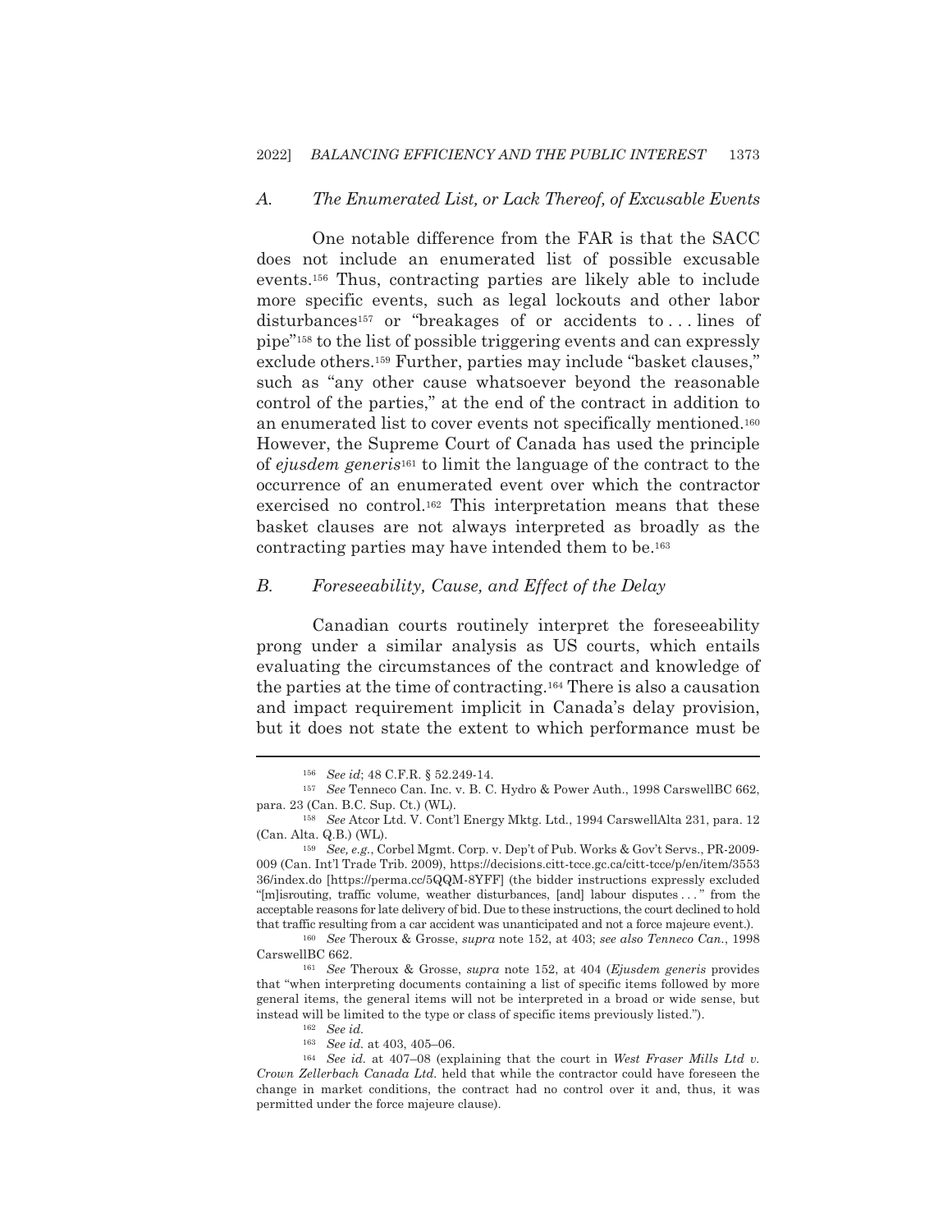### A. The Enumerated List, or Lack Thereof, of Excusable Events

One notable difference from the FAR is that the SACC does not include an enumerated list of possible excusable events.[156] Thus, contracting parties are likely able to include more specific events, such as legal lockouts and other labor disturbances[157] or "breakages of or accidents to . . . lines of pipe"[158] to the list of possible triggering events and can expressly exclude others.[159] Further, parties may include "basket clauses," such as "any other cause whatsoever beyond the reasonable control of the parties," at the end of the contract in addition to an enumerated list to cover events not specifically mentioned.[160] However, the Supreme Court of Canada has used the principle of *ejusdem generis*[161] to limit the language of the contract to the occurrence of an enumerated event over which the contractor exercised no control.[162] This interpretation means that these basket clauses are not always interpreted as broadly as the contracting parties may have intended them to be.[163]

### B. Foreseeability, Cause, and Effect of the Delay

Canadian courts routinely interpret the foreseeability prong under a similar analysis as US courts, which entails evaluating the circumstances of the contract and knowledge of the parties at the time of contracting.[164] There is also a causation and impact requirement implicit in Canada's delay provision, but it does not state the extent to which performance must be

---

[156] *See id*; 48 C.F.R. § 52.249-14.

[157] *See* Tenneco Can. Inc. v. B. C. Hydro & Power Auth., 1998 CarswellBC 662, para. 23 (Can. B.C. Sup. Ct.) (WL).

[158] *See* Atcor Ltd. V. Cont'l Energy Mktg. Ltd., 1994 CarswellAlta 231, para. 12 (Can. Alta. Q.B.) (WL).

[159] *See, e.g.*, Corbel Mgmt. Corp. v. Dep't of Pub. Works & Gov't Servs., PR-2009-009 (Can. Int'l Trade Trib. 2009), https://decisions.citt-tcce.gc.ca/citt-tcce/p/en/item/355336/index.do [https://perma.cc/5QQM-8YFF] (the bidder instructions expressly excluded "[m]isrouting, traffic volume, weather disturbances, [and] labour disputes . . ." from the acceptable reasons for late delivery of bid. Due to these instructions, the court declined to hold that traffic resulting from a car accident was unanticipated and not a force majeure event.).

[160] *See* Theroux & Grosse, *supra* note 152, at 403; *see also Tenneco Can.*, 1998 CarswellBC 662.

[161] *See* Theroux & Grosse, *supra* note 152, at 404 (*Ejusdem generis* provides that "when interpreting documents containing a list of specific items followed by more general items, the general items will not be interpreted in a broad or wide sense, but instead will be limited to the type or class of specific items previously listed.").

[162] *See id.*

[163] *See id.* at 403, 405–06.

[164] *See id.* at 407–08 (explaining that the court in *West Fraser Mills Ltd v. Crown Zellerbach Canada Ltd.* held that while the contractor could have foreseen the change in market conditions, the contract had no control over it and, thus, it was permitted under the force majeure clause).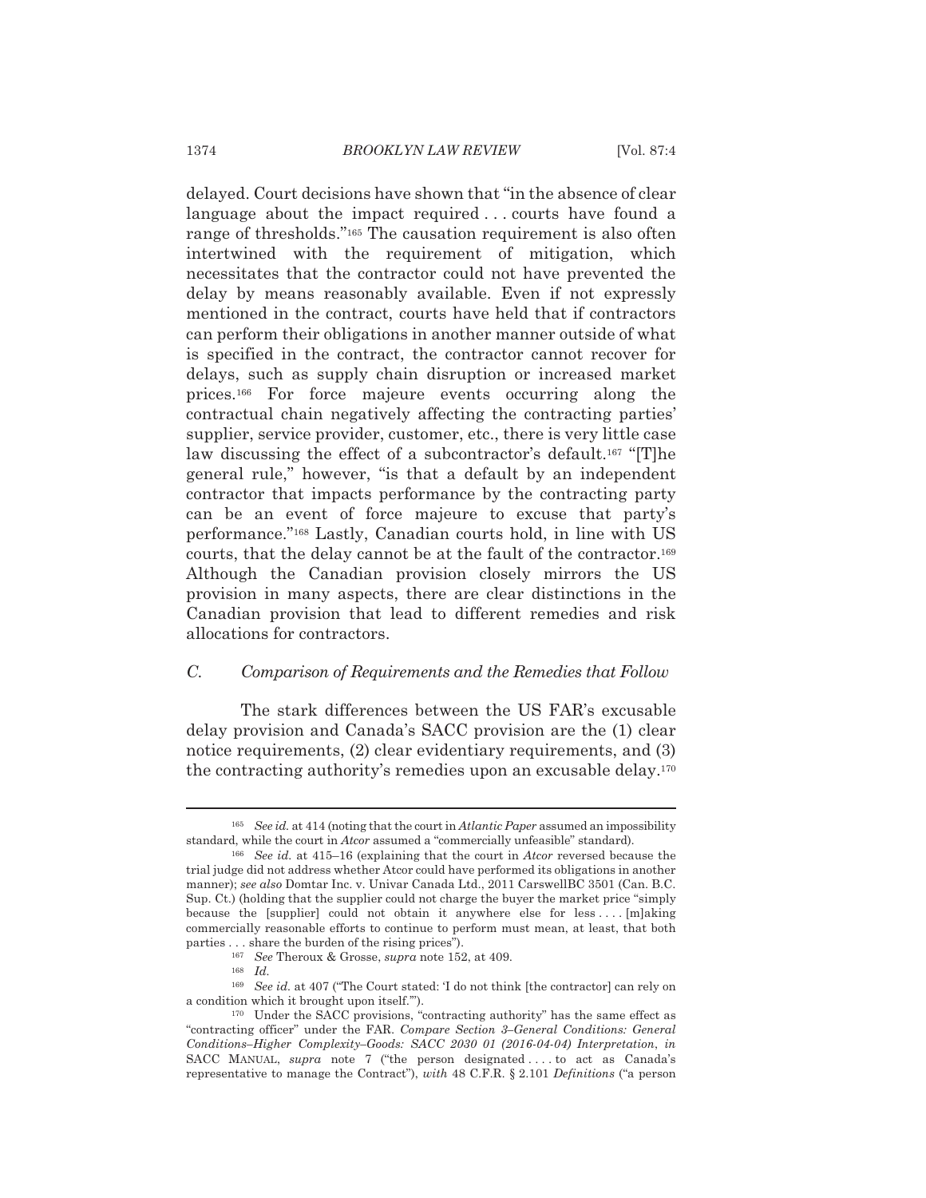delayed. Court decisions have shown that "in the absence of clear language about the impact required . . . courts have found a range of thresholds."[165] The causation requirement is also often intertwined with the requirement of mitigation, which necessitates that the contractor could not have prevented the delay by means reasonably available. Even if not expressly mentioned in the contract, courts have held that if contractors can perform their obligations in another manner outside of what is specified in the contract, the contractor cannot recover for delays, such as supply chain disruption or increased market prices.[166] For force majeure events occurring along the contractual chain negatively affecting the contracting parties' supplier, service provider, customer, etc., there is very little case law discussing the effect of a subcontractor's default.[167] "[T]he general rule," however, "is that a default by an independent contractor that impacts performance by the contracting party can be an event of force majeure to excuse that party's performance."[168] Lastly, Canadian courts hold, in line with US courts, that the delay cannot be at the fault of the contractor.[169] Although the Canadian provision closely mirrors the US provision in many aspects, there are clear distinctions in the Canadian provision that lead to different remedies and risk allocations for contractors.

### C. *Comparison of Requirements and the Remedies that Follow*

The stark differences between the US FAR's excusable delay provision and Canada's SACC provision are the (1) clear notice requirements, (2) clear evidentiary requirements, and (3) the contracting authority's remedies upon an excusable delay.[170]

---

[165] *See id.* at 414 (noting that the court in *Atlantic Paper* assumed an impossibility standard, while the court in *Atcor* assumed a "commercially unfeasible" standard).

[166] *See id.* at 415–16 (explaining that the court in *Atcor* reversed because the trial judge did not address whether Atcor could have performed its obligations in another manner); *see also* Domtar Inc. v. Univar Canada Ltd., 2011 CarswellBC 3501 (Can. B.C. Sup. Ct.) (holding that the supplier could not charge the buyer the market price "simply because the [supplier] could not obtain it anywhere else for less . . . . [m]aking commercially reasonable efforts to continue to perform must mean, at least, that both parties . . . share the burden of the rising prices").

[167] *See* Theroux & Grosse, *supra* note 152, at 409.

[168] *Id.*

[169] *See id.* at 407 ("The Court stated: 'I do not think [the contractor] can rely on a condition which it brought upon itself.'").

[170] Under the SACC provisions, "contracting authority" has the same effect as "contracting officer" under the FAR. *Compare Section 3–General Conditions: General Conditions–Higher Complexity–Goods: SACC 2030 01 (2016-04-04) Interpretation*, *in* SACC MANUAL, *supra* note 7 ("the person designated . . . . to act as Canada's representative to manage the Contract"), *with* 48 C.F.R. § 2.101 *Definitions* ("a person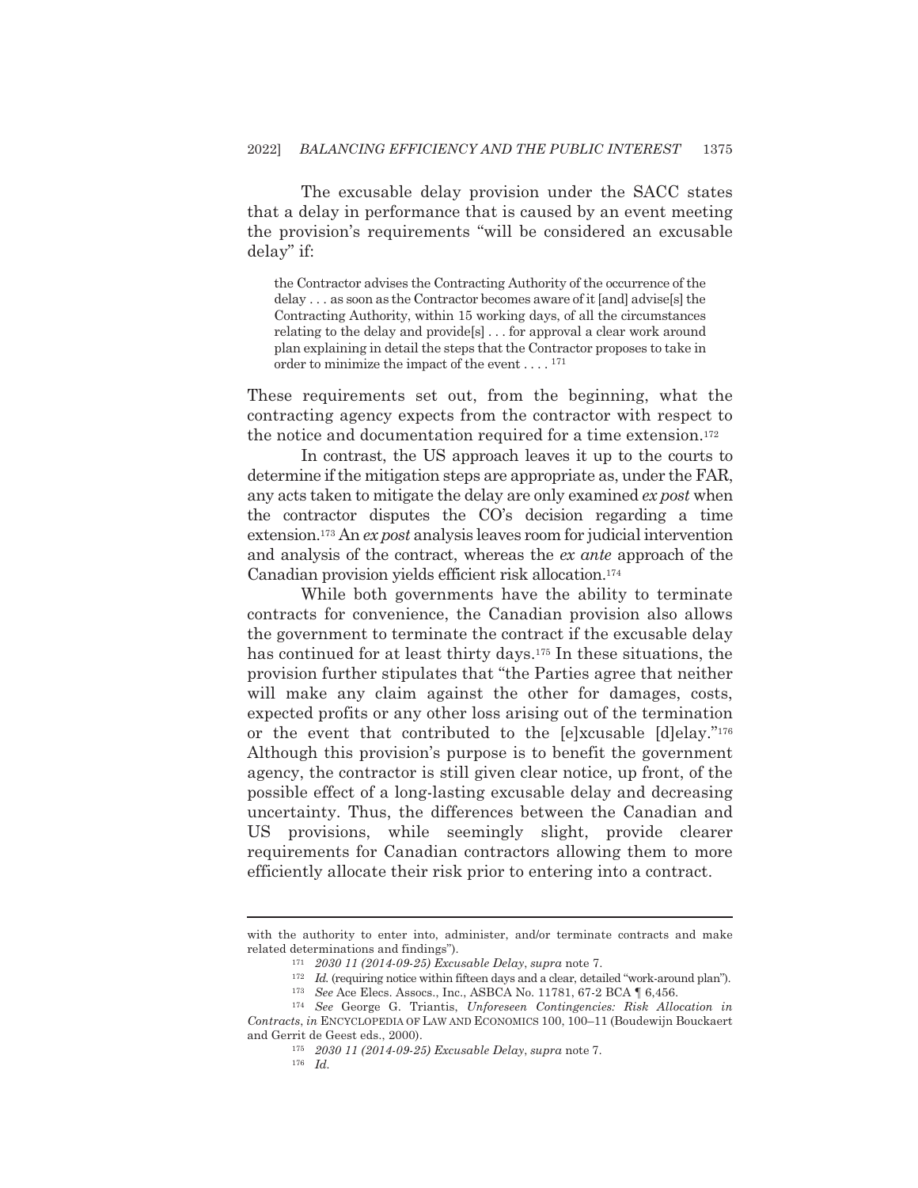The excusable delay provision under the SACC states that a delay in performance that is caused by an event meeting the provision's requirements "will be considered an excusable delay" if:

> the Contractor advises the Contracting Authority of the occurrence of the delay . . . as soon as the Contractor becomes aware of it [and] advise[s] the Contracting Authority, within 15 working days, of all the circumstances relating to the delay and provide[s] . . . for approval a clear work around plan explaining in detail the steps that the Contractor proposes to take in order to minimize the impact of the event . . . .[171]

These requirements set out, from the beginning, what the contracting agency expects from the contractor with respect to the notice and documentation required for a time extension.[172]

In contrast, the US approach leaves it up to the courts to determine if the mitigation steps are appropriate as, under the FAR, any acts taken to mitigate the delay are only examined *ex post* when the contractor disputes the CO's decision regarding a time extension.[173] An *ex post* analysis leaves room for judicial intervention and analysis of the contract, whereas the *ex ante* approach of the Canadian provision yields efficient risk allocation.[174]

While both governments have the ability to terminate contracts for convenience, the Canadian provision also allows the government to terminate the contract if the excusable delay has continued for at least thirty days.[175] In these situations, the provision further stipulates that "the Parties agree that neither will make any claim against the other for damages, costs, expected profits or any other loss arising out of the termination or the event that contributed to the [e]xcusable [d]elay."[176] Although this provision's purpose is to benefit the government agency, the contractor is still given clear notice, up front, of the possible effect of a long-lasting excusable delay and decreasing uncertainty. Thus, the differences between the Canadian and US provisions, while seemingly slight, provide clearer requirements for Canadian contractors allowing them to more efficiently allocate their risk prior to entering into a contract.

---

with the authority to enter into, administer, and/or terminate contracts and make related determinations and findings").

[171] *2030 11 (2014-09-25) Excusable Delay*, *supra* note 7.

[172] *Id.* (requiring notice within fifteen days and a clear, detailed "work-around plan").

[173] *See* Ace Elecs. Assocs., Inc., ASBCA No. 11781, 67-2 BCA ¶ 6,456.

[174] *See* George G. Triantis, *Unforeseen Contingencies: Risk Allocation in Contracts*, *in* ENCYCLOPEDIA OF LAW AND ECONOMICS 100, 100–11 (Boudewijn Bouckaert and Gerrit de Geest eds., 2000).

[175] *2030 11 (2014-09-25) Excusable Delay*, *supra* note 7.

[176] *Id.*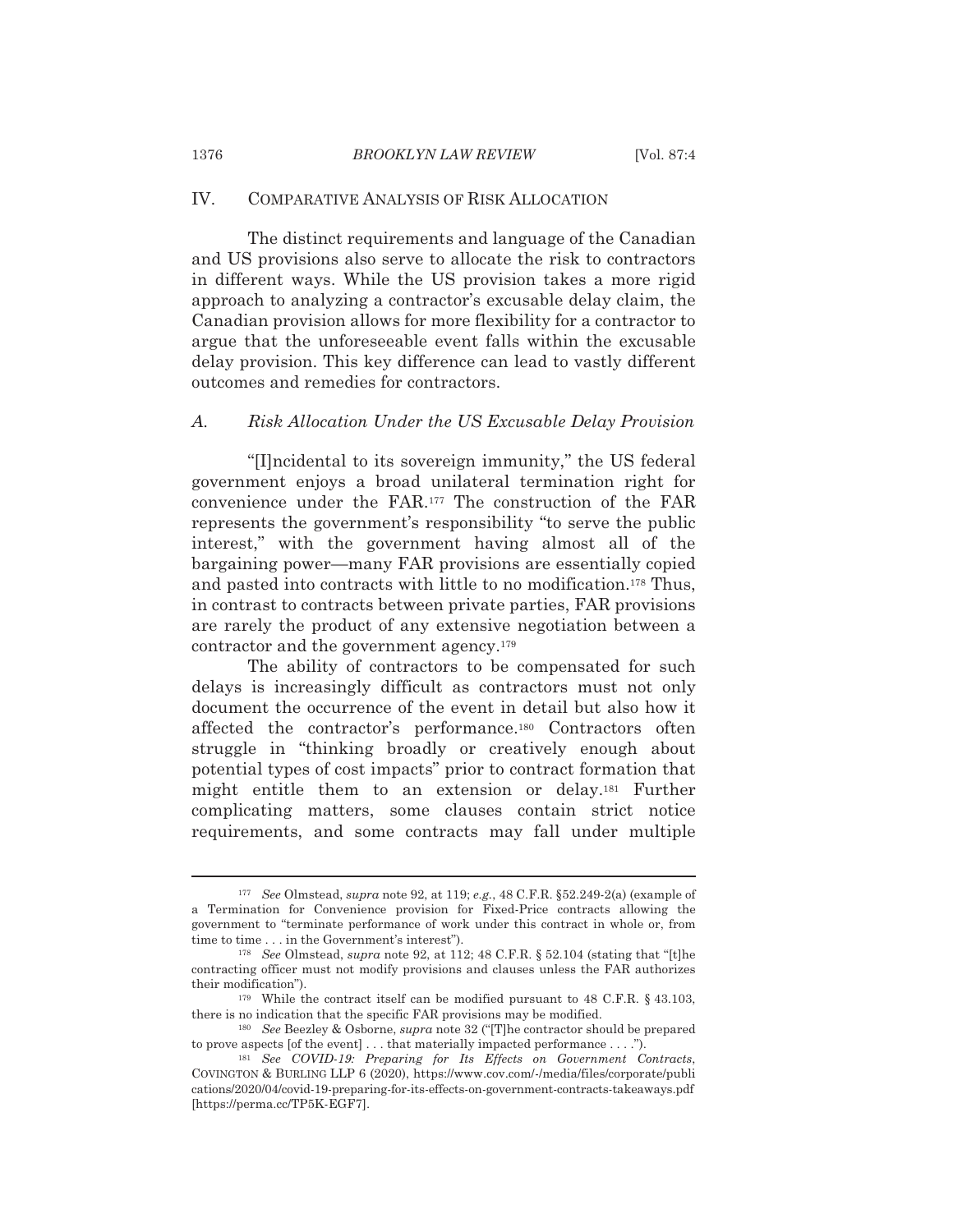## IV. COMPARATIVE ANALYSIS OF RISK ALLOCATION

The distinct requirements and language of the Canadian and US provisions also serve to allocate the risk to contractors in different ways. While the US provision takes a more rigid approach to analyzing a contractor's excusable delay claim, the Canadian provision allows for more flexibility for a contractor to argue that the unforeseeable event falls within the excusable delay provision. This key difference can lead to vastly different outcomes and remedies for contractors.

### A. *Risk Allocation Under the US Excusable Delay Provision*

"[I]ncidental to its sovereign immunity," the US federal government enjoys a broad unilateral termination right for convenience under the FAR.[177] The construction of the FAR represents the government's responsibility "to serve the public interest," with the government having almost all of the bargaining power—many FAR provisions are essentially copied and pasted into contracts with little to no modification.[178] Thus, in contrast to contracts between private parties, FAR provisions are rarely the product of any extensive negotiation between a contractor and the government agency.[179]

The ability of contractors to be compensated for such delays is increasingly difficult as contractors must not only document the occurrence of the event in detail but also how it affected the contractor's performance.[180] Contractors often struggle in "thinking broadly or creatively enough about potential types of cost impacts" prior to contract formation that might entitle them to an extension or delay.[181] Further complicating matters, some clauses contain strict notice requirements, and some contracts may fall under multiple

---

[177] *See* Olmstead, *supra* note 92, at 119; *e.g.*, 48 C.F.R. §52.249-2(a) (example of a Termination for Convenience provision for Fixed-Price contracts allowing the government to "terminate performance of work under this contract in whole or, from time to time . . . in the Government's interest").

[178] *See* Olmstead, *supra* note 92, at 112; 48 C.F.R. § 52.104 (stating that "[t]he contracting officer must not modify provisions and clauses unless the FAR authorizes their modification").

[179] While the contract itself can be modified pursuant to 48 C.F.R. § 43.103, there is no indication that the specific FAR provisions may be modified.

[180] *See* Beezley & Osborne, *supra* note 32 ("[T]he contractor should be prepared to prove aspects [of the event] . . . that materially impacted performance . . . .").

[181] *See* *COVID-19: Preparing for Its Effects on Government Contracts*, COVINGTON & BURLING LLP 6 (2020), https://www.cov.com/-/media/files/corporate/publications/2020/04/covid-19-preparing-for-its-effects-on-government-contracts-takeaways.pdf [https://perma.cc/TP5K-EGF7].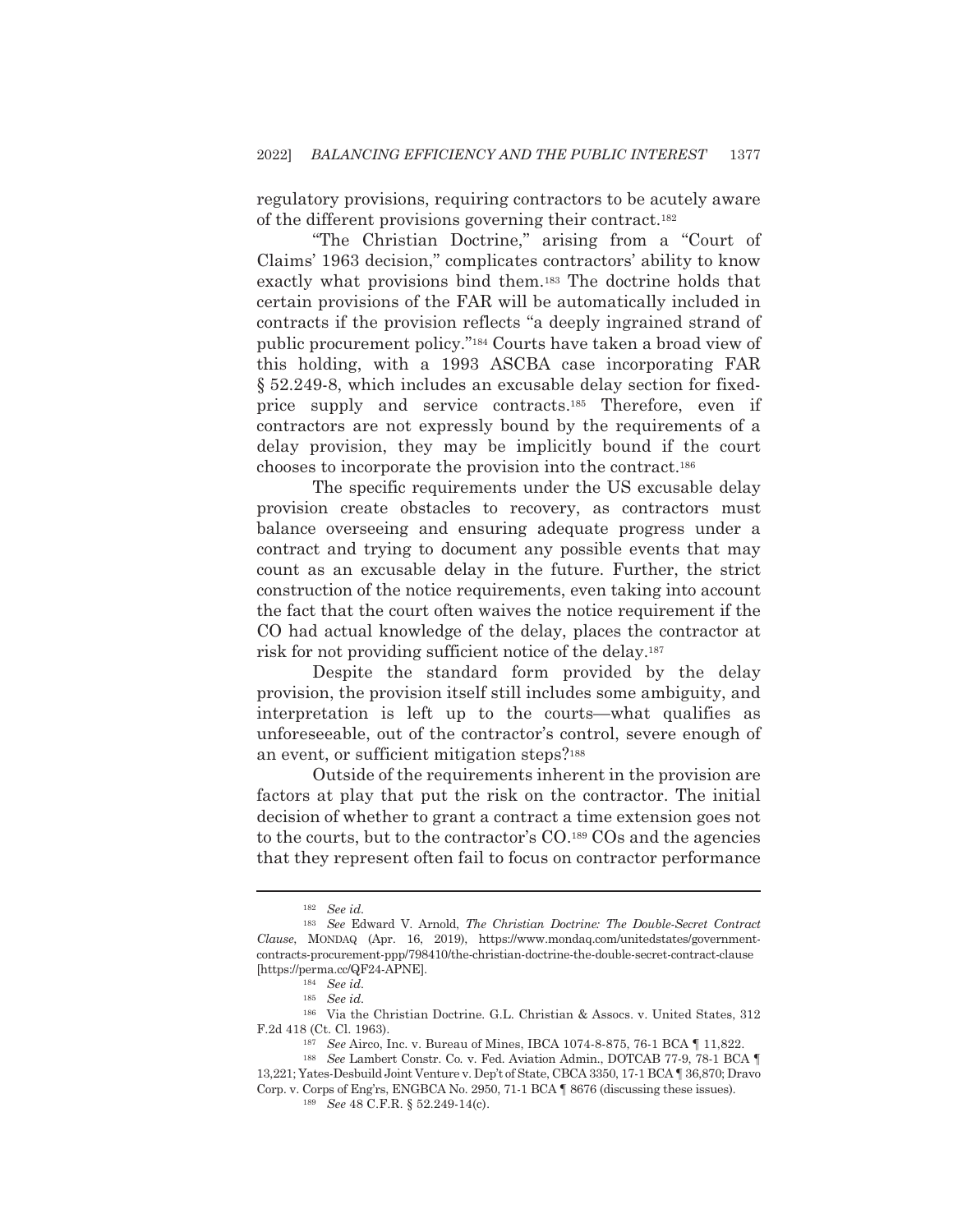regulatory provisions, requiring contractors to be acutely aware of the different provisions governing their contract.[182]

"The Christian Doctrine," arising from a "Court of Claims' 1963 decision," complicates contractors' ability to know exactly what provisions bind them.[183] The doctrine holds that certain provisions of the FAR will be automatically included in contracts if the provision reflects "a deeply ingrained strand of public procurement policy."[184] Courts have taken a broad view of this holding, with a 1993 ASCBA case incorporating FAR § 52.249-8, which includes an excusable delay section for fixed-price supply and service contracts.[185] Therefore, even if contractors are not expressly bound by the requirements of a delay provision, they may be implicitly bound if the court chooses to incorporate the provision into the contract.[186]

The specific requirements under the US excusable delay provision create obstacles to recovery, as contractors must balance overseeing and ensuring adequate progress under a contract and trying to document any possible events that may count as an excusable delay in the future. Further, the strict construction of the notice requirements, even taking into account the fact that the court often waives the notice requirement if the CO had actual knowledge of the delay, places the contractor at risk for not providing sufficient notice of the delay.[187]

Despite the standard form provided by the delay provision, the provision itself still includes some ambiguity, and interpretation is left up to the courts—what qualifies as unforeseeable, out of the contractor's control, severe enough of an event, or sufficient mitigation steps?[188]

Outside of the requirements inherent in the provision are factors at play that put the risk on the contractor. The initial decision of whether to grant a contract a time extension goes not to the courts, but to the contractor's CO.[189] COs and the agencies that they represent often fail to focus on contractor performance

---

[182] *See id.*

[183] *See* Edward V. Arnold, *The Christian Doctrine: The Double-Secret Contract Clause*, MONDAQ (Apr. 16, 2019), https://www.mondaq.com/unitedstates/government-contracts-procurement-ppp/798410/the-christian-doctrine-the-double-secret-contract-clause [https://perma.cc/QF24-APNE].

[184] *See id.*

[185] *See id.*

[186] Via the Christian Doctrine. G.L. Christian & Assocs. v. United States, 312 F.2d 418 (Ct. Cl. 1963).

[187] *See* Airco, Inc. v. Bureau of Mines, IBCA 1074-8-875, 76-1 BCA ¶ 11,822.

[188] *See* Lambert Constr. Co. v. Fed. Aviation Admin., DOTCAB 77-9, 78-1 BCA ¶ 13,221; Yates-Desbuild Joint Venture v. Dep't of State, CBCA 3350, 17-1 BCA ¶ 36,870; Dravo Corp. v. Corps of Eng'rs, ENGBCA No. 2950, 71-1 BCA ¶ 8676 (discussing these issues).

[189] *See* 48 C.F.R. § 52.249-14(c).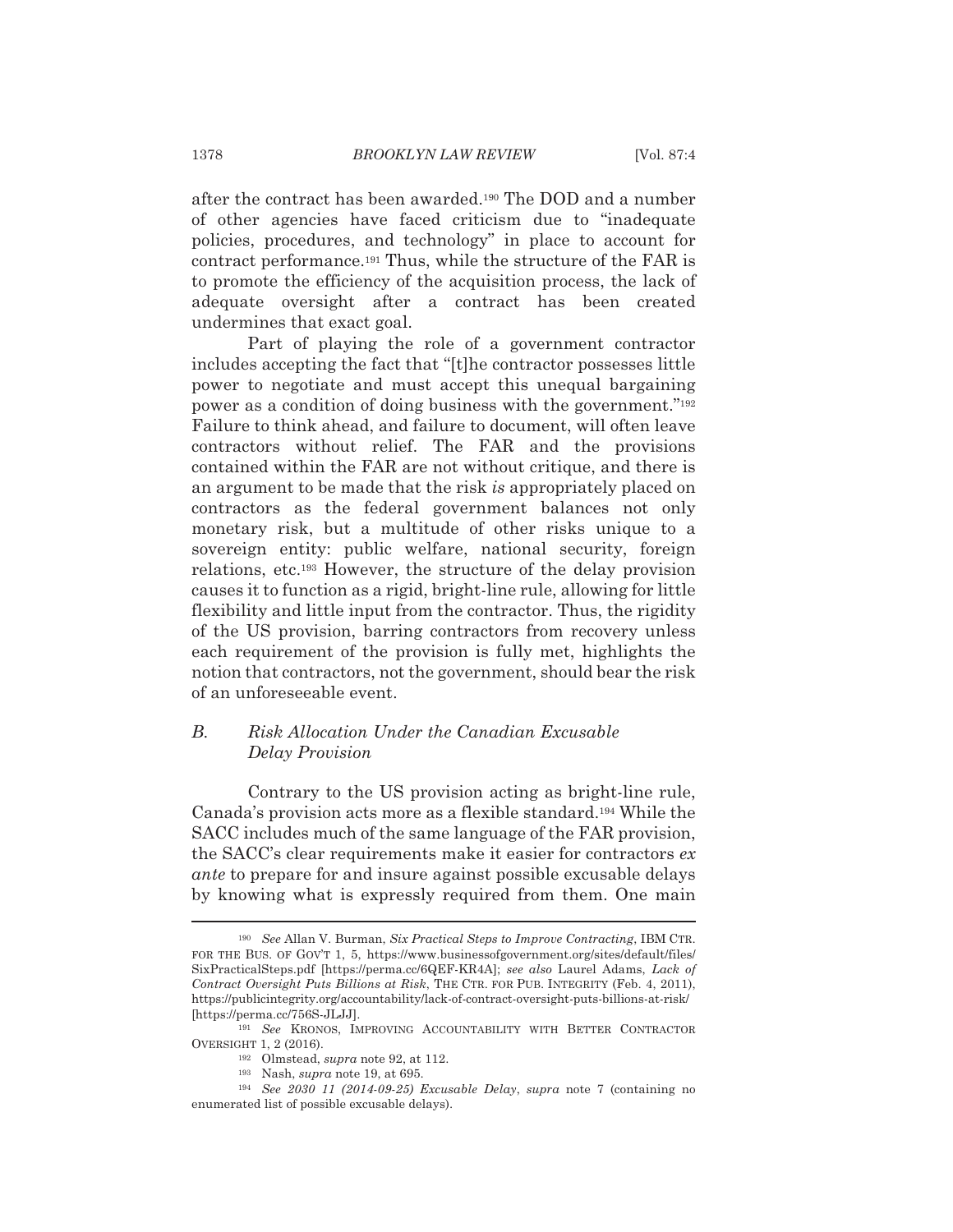after the contract has been awarded.[190] The DOD and a number of other agencies have faced criticism due to "inadequate policies, procedures, and technology" in place to account for contract performance.[191] Thus, while the structure of the FAR is to promote the efficiency of the acquisition process, the lack of adequate oversight after a contract has been created undermines that exact goal.

Part of playing the role of a government contractor includes accepting the fact that "[t]he contractor possesses little power to negotiate and must accept this unequal bargaining power as a condition of doing business with the government."[192] Failure to think ahead, and failure to document, will often leave contractors without relief. The FAR and the provisions contained within the FAR are not without critique, and there is an argument to be made that the risk *is* appropriately placed on contractors as the federal government balances not only monetary risk, but a multitude of other risks unique to a sovereign entity: public welfare, national security, foreign relations, etc.[193] However, the structure of the delay provision causes it to function as a rigid, bright-line rule, allowing for little flexibility and little input from the contractor. Thus, the rigidity of the US provision, barring contractors from recovery unless each requirement of the provision is fully met, highlights the notion that contractors, not the government, should bear the risk of an unforeseeable event.

### *B. Risk Allocation Under the Canadian Excusable Delay Provision*

Contrary to the US provision acting as bright-line rule, Canada's provision acts more as a flexible standard.[194] While the SACC includes much of the same language of the FAR provision, the SACC's clear requirements make it easier for contractors *ex ante* to prepare for and insure against possible excusable delays by knowing what is expressly required from them. One main

---

[190] *See* Allan V. Burman, *Six Practical Steps to Improve Contracting*, IBM CTR. FOR THE BUS. OF GOV'T 1, 5, https://www.businessofgovernment.org/sites/default/files/SixPracticalSteps.pdf [https://perma.cc/6QEF-KR4A]; *see also* Laurel Adams, *Lack of Contract Oversight Puts Billions at Risk*, THE CTR. FOR PUB. INTEGRITY (Feb. 4, 2011), https://publicintegrity.org/accountability/lack-of-contract-oversight-puts-billions-at-risk/ [https://perma.cc/756S-JLJJ].

[191] *See* KRONOS, IMPROVING ACCOUNTABILITY WITH BETTER CONTRACTOR OVERSIGHT 1, 2 (2016).

[192] Olmstead, *supra* note 92, at 112.

[193] Nash, *supra* note 19, at 695.

[194] *See 2030 11 (2014-09-25) Excusable Delay*, *supra* note 7 (containing no enumerated list of possible excusable delays).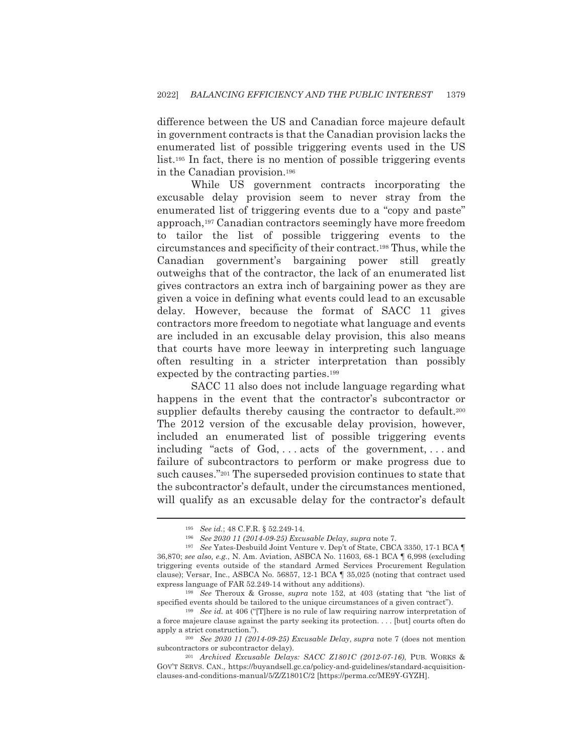difference between the US and Canadian force majeure default in government contracts is that the Canadian provision lacks the enumerated list of possible triggering events used in the US list.[195] In fact, there is no mention of possible triggering events in the Canadian provision.[196]

While US government contracts incorporating the excusable delay provision seem to never stray from the enumerated list of triggering events due to a "copy and paste" approach,[197] Canadian contractors seemingly have more freedom to tailor the list of possible triggering events to the circumstances and specificity of their contract.[198] Thus, while the Canadian government's bargaining power still greatly outweighs that of the contractor, the lack of an enumerated list gives contractors an extra inch of bargaining power as they are given a voice in defining what events could lead to an excusable delay. However, because the format of SACC 11 gives contractors more freedom to negotiate what language and events are included in an excusable delay provision, this also means that courts have more leeway in interpreting such language often resulting in a stricter interpretation than possibly expected by the contracting parties.[199]

SACC 11 also does not include language regarding what happens in the event that the contractor's subcontractor or supplier defaults thereby causing the contractor to default.[200] The 2012 version of the excusable delay provision, however, included an enumerated list of possible triggering events including "acts of God, . . . acts of the government, . . . and failure of subcontractors to perform or make progress due to such causes."[201] The superseded provision continues to state that the subcontractor's default, under the circumstances mentioned, will qualify as an excusable delay for the contractor's default

---

[195] *See id.*; 48 C.F.R. § 52.249-14.

[196] *See 2030 11 (2014-09-25) Excusable Delay*, *supra* note 7.

[197] *See* Yates-Desbuild Joint Venture v. Dep't of State, CBCA 3350, 17-1 BCA ¶ 36,870; *see also, e.g.*, N. Am. Aviation, ASBCA No. 11603, 68-1 BCA ¶ 6,998 (excluding triggering events outside of the standard Armed Services Procurement Regulation clause); Versar, Inc., ASBCA No. 56857, 12-1 BCA ¶ 35,025 (noting that contract used express language of FAR 52.249-14 without any additions).

[198] *See* Theroux & Grosse, *supra* note 152, at 403 (stating that "the list of specified events should be tailored to the unique circumstances of a given contract").

[199] *See id.* at 406 ("[T]here is no rule of law requiring narrow interpretation of a force majeure clause against the party seeking its protection. . . . [but] courts often do apply a strict construction.").

[200] *See 2030 11 (2014-09-25) Excusable Delay*, *supra* note 7 (does not mention subcontractors or subcontractor delay).

[201] *Archived Excusable Delays: SACC Z1801C (2012-07-16)*, PUB. WORKS & GOV'T SERVS. CAN., https://buyandsell.gc.ca/policy-and-guidelines/standard-acquisition-clauses-and-conditions-manual/5/Z/Z1801C/2 [https://perma.cc/ME9Y-GYZH].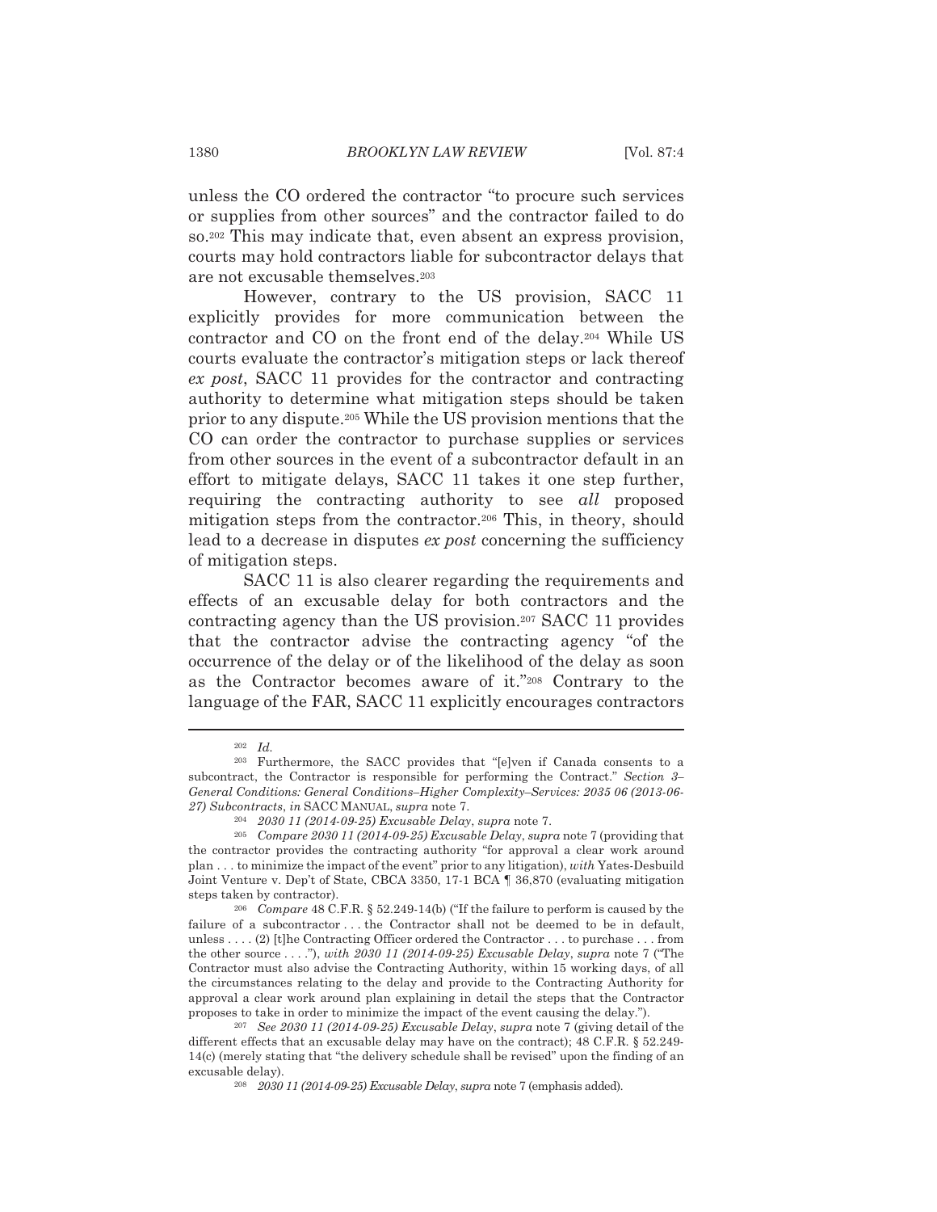unless the CO ordered the contractor "to procure such services or supplies from other sources" and the contractor failed to do so.[202] This may indicate that, even absent an express provision, courts may hold contractors liable for subcontractor delays that are not excusable themselves.[203]

However, contrary to the US provision, SACC 11 explicitly provides for more communication between the contractor and CO on the front end of the delay.[204] While US courts evaluate the contractor's mitigation steps or lack thereof *ex post*, SACC 11 provides for the contractor and contracting authority to determine what mitigation steps should be taken prior to any dispute.[205] While the US provision mentions that the CO can order the contractor to purchase supplies or services from other sources in the event of a subcontractor default in an effort to mitigate delays, SACC 11 takes it one step further, requiring the contracting authority to see *all* proposed mitigation steps from the contractor.[206] This, in theory, should lead to a decrease in disputes *ex post* concerning the sufficiency of mitigation steps.

SACC 11 is also clearer regarding the requirements and effects of an excusable delay for both contractors and the contracting agency than the US provision.[207] SACC 11 provides that the contractor advise the contracting agency "of the occurrence of the delay or of the likelihood of the delay as soon as the Contractor becomes aware of it."[208] Contrary to the language of the FAR, SACC 11 explicitly encourages contractors

---

[202] *Id.*

[203] Furthermore, the SACC provides that "[e]ven if Canada consents to a subcontract, the Contractor is responsible for performing the Contract." *Section 3–General Conditions: General Conditions–Higher Complexity–Services: 2035 06 (2013-06-27) Subcontracts*, *in* SACC MANUAL, *supra* note 7.

[204] *2030 11 (2014-09-25) Excusable Delay*, *supra* note 7.

[205] *Compare 2030 11 (2014-09-25) Excusable Delay*, *supra* note 7 (providing that the contractor provides the contracting authority "for approval a clear work around plan . . . to minimize the impact of the event" prior to any litigation), *with* Yates-Desbuild Joint Venture v. Dep't of State, CBCA 3350, 17-1 BCA ¶ 36,870 (evaluating mitigation steps taken by contractor).

[206] *Compare* 48 C.F.R. § 52.249-14(b) ("If the failure to perform is caused by the failure of a subcontractor . . . the Contractor shall not be deemed to be in default, unless . . . . (2) [t]he Contracting Officer ordered the Contractor . . . to purchase . . . from the other source . . . ."), *with 2030 11 (2014-09-25) Excusable Delay*, *supra* note 7 ("The Contractor must also advise the Contracting Authority, within 15 working days, of all the circumstances relating to the delay and provide to the Contracting Authority for approval a clear work around plan explaining in detail the steps that the Contractor proposes to take in order to minimize the impact of the event causing the delay.").

[207] *See 2030 11 (2014-09-25) Excusable Delay*, *supra* note 7 (giving detail of the different effects that an excusable delay may have on the contract); 48 C.F.R. § 52.249-14(c) (merely stating that "the delivery schedule shall be revised" upon the finding of an excusable delay).

[208] *2030 11 (2014-09-25) Excusable Delay*, *supra* note 7 (emphasis added).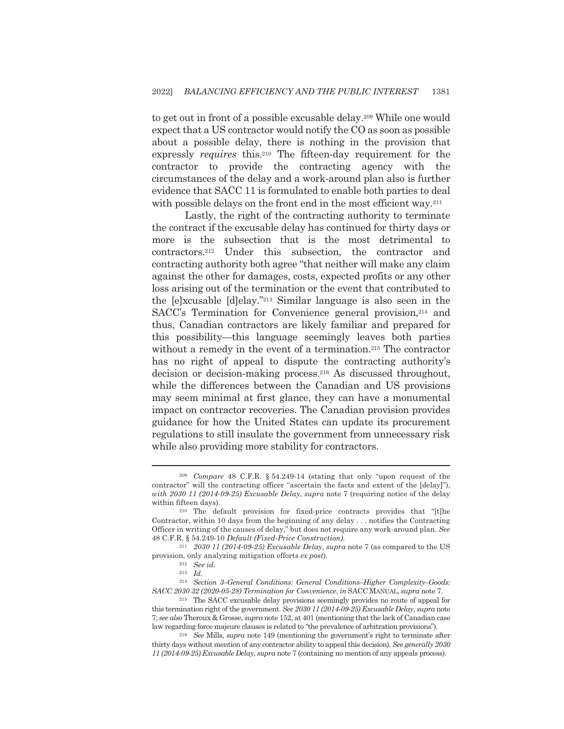to get out in front of a possible excusable delay.[209] While one would expect that a US contractor would notify the CO as soon as possible about a possible delay, there is nothing in the provision that expressly *requires* this.[210] The fifteen-day requirement for the contractor to provide the contracting agency with the circumstances of the delay and a work-around plan also is further evidence that SACC 11 is formulated to enable both parties to deal with possible delays on the front end in the most efficient way.[211]

Lastly, the right of the contracting authority to terminate the contract if the excusable delay has continued for thirty days or more is the subsection that is the most detrimental to contractors.[212] Under this subsection, the contractor and contracting authority both agree "that neither will make any claim against the other for damages, costs, expected profits or any other loss arising out of the termination or the event that contributed to the [e]xcusable [d]elay."[213] Similar language is also seen in the SACC's Termination for Convenience general provision,[214] and thus, Canadian contractors are likely familiar and prepared for this possibility—this language seemingly leaves both parties without a remedy in the event of a termination.[215] The contractor has no right of appeal to dispute the contracting authority's decision or decision-making process.[216] As discussed throughout, while the differences between the Canadian and US provisions may seem minimal at first glance, they can have a monumental impact on contractor recoveries. The Canadian provision provides guidance for how the United States can update its procurement regulations to still insulate the government from unnecessary risk while also providing more stability for contractors.

---

[209] *Compare* 48 C.F.R. § 54.249-14 (stating that only "upon request of the contractor" will the contracting officer "ascertain the facts and extent of the [delay]"), *with 2030 11 (2014-09-25) Excusable Delay*, *supra* note 7 (requiring notice of the delay within fifteen days).

[210] The default provision for fixed-price contracts provides that "[t]he Contractor, within 10 days from the beginning of any delay . . . notifies the Contracting Officer in writing of the causes of delay," but does not require any work-around plan. *See* 48 C.F.R. § 54.249-10 *Default (Fixed-Price Construction)*.

[211] *2030 11 (2014-09-25) Excusable Delay*, *supra* note 7 (as compared to the US provision, only analyzing mitigation efforts *ex post*).

[212] *See id.*

[213] *Id.*

[214] *Section 3–General Conditions: General Conditions–Higher Complexity–Goods: SACC 2030 32 (2020-05-28) Termination for Convenience*, *in* SACC MANUAL, *supra* note 7.

[215] The SACC excusable delay provisions seemingly provides no route of appeal for this termination right of the government. *See 2030 11 (2014-09-25) Excusable Delay*, *supra* note 7; *see also* Theroux & Grosse, *supra* note 152, at 401 (mentioning that the lack of Canadian case law regarding force majeure clauses is related to "the prevalence of arbitration provisions").

[216] *See* Mills, *supra* note 149 (mentioning the government's right to terminate after thirty days without mention of any contractor ability to appeal this decision). *See generally 2030 11 (2014-09-25) Excusable Delay*, *supra* note 7 (containing no mention of any appeals process).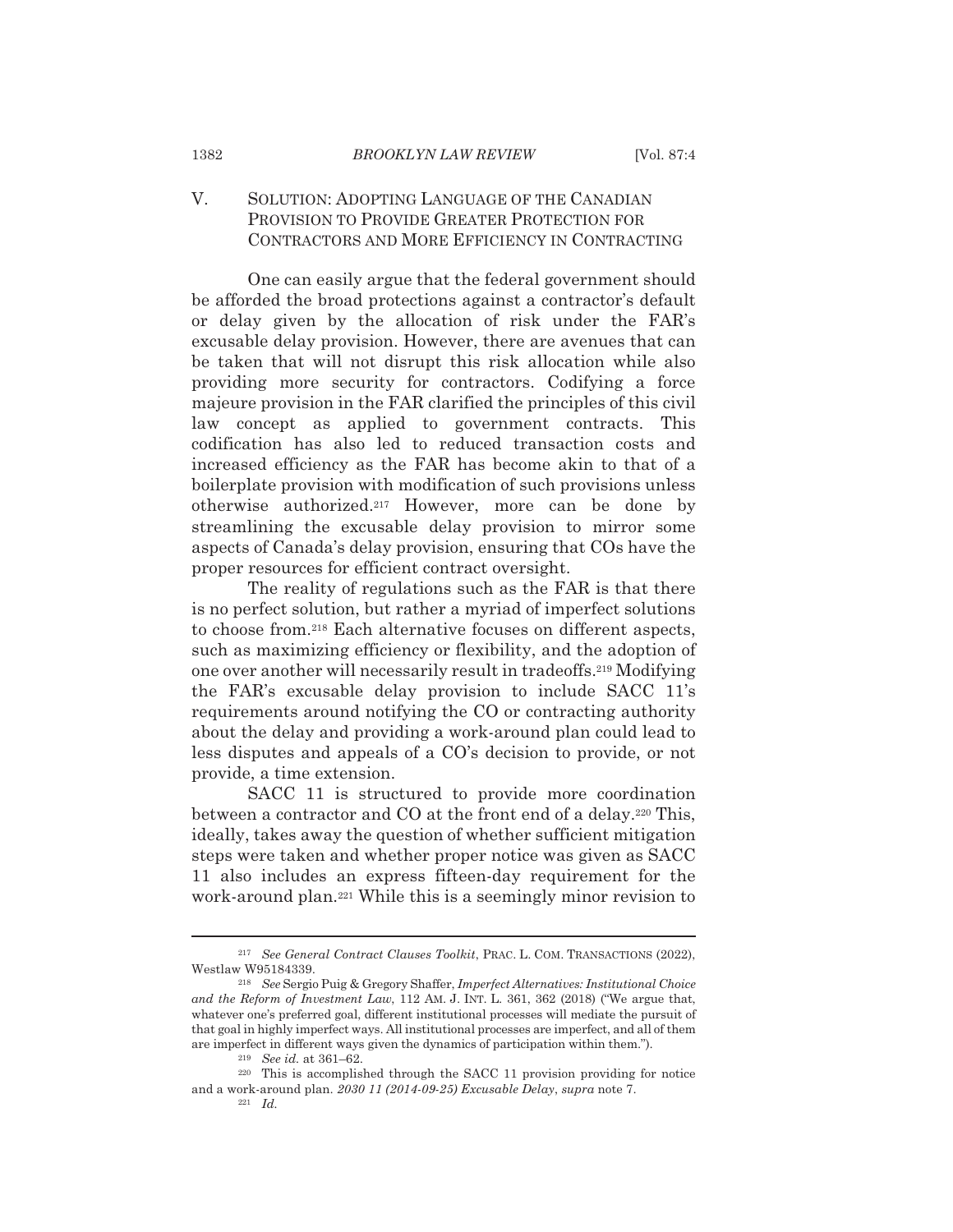## V. Solution: Adopting Language of the Canadian Provision to Provide Greater Protection for Contractors and More Efficiency in Contracting

One can easily argue that the federal government should be afforded the broad protections against a contractor's default or delay given by the allocation of risk under the FAR's excusable delay provision. However, there are avenues that can be taken that will not disrupt this risk allocation while also providing more security for contractors. Codifying a force majeure provision in the FAR clarified the principles of this civil law concept as applied to government contracts. This codification has also led to reduced transaction costs and increased efficiency as the FAR has become akin to that of a boilerplate provision with modification of such provisions unless otherwise authorized.[217] However, more can be done by streamlining the excusable delay provision to mirror some aspects of Canada's delay provision, ensuring that COs have the proper resources for efficient contract oversight.

The reality of regulations such as the FAR is that there is no perfect solution, but rather a myriad of imperfect solutions to choose from.[218] Each alternative focuses on different aspects, such as maximizing efficiency or flexibility, and the adoption of one over another will necessarily result in tradeoffs.[219] Modifying the FAR's excusable delay provision to include SACC 11's requirements around notifying the CO or contracting authority about the delay and providing a work-around plan could lead to less disputes and appeals of a CO's decision to provide, or not provide, a time extension.

SACC 11 is structured to provide more coordination between a contractor and CO at the front end of a delay.[220] This, ideally, takes away the question of whether sufficient mitigation steps were taken and whether proper notice was given as SACC 11 also includes an express fifteen-day requirement for the work-around plan.[221] While this is a seemingly minor revision to

---

[217] *See General Contract Clauses Toolkit*, PRAC. L. COM. TRANSACTIONS (2022), Westlaw W95184339.

[218] *See* Sergio Puig & Gregory Shaffer, *Imperfect Alternatives: Institutional Choice and the Reform of Investment Law*, 112 AM. J. INT. L. 361, 362 (2018) ("We argue that, whatever one's preferred goal, different institutional processes will mediate the pursuit of that goal in highly imperfect ways. All institutional processes are imperfect, and all of them are imperfect in different ways given the dynamics of participation within them.").

[219] *See id.* at 361–62.

[220] This is accomplished through the SACC 11 provision providing for notice and a work-around plan. *2030 11 (2014-09-25) Excusable Delay*, *supra* note 7.

[221] *Id.*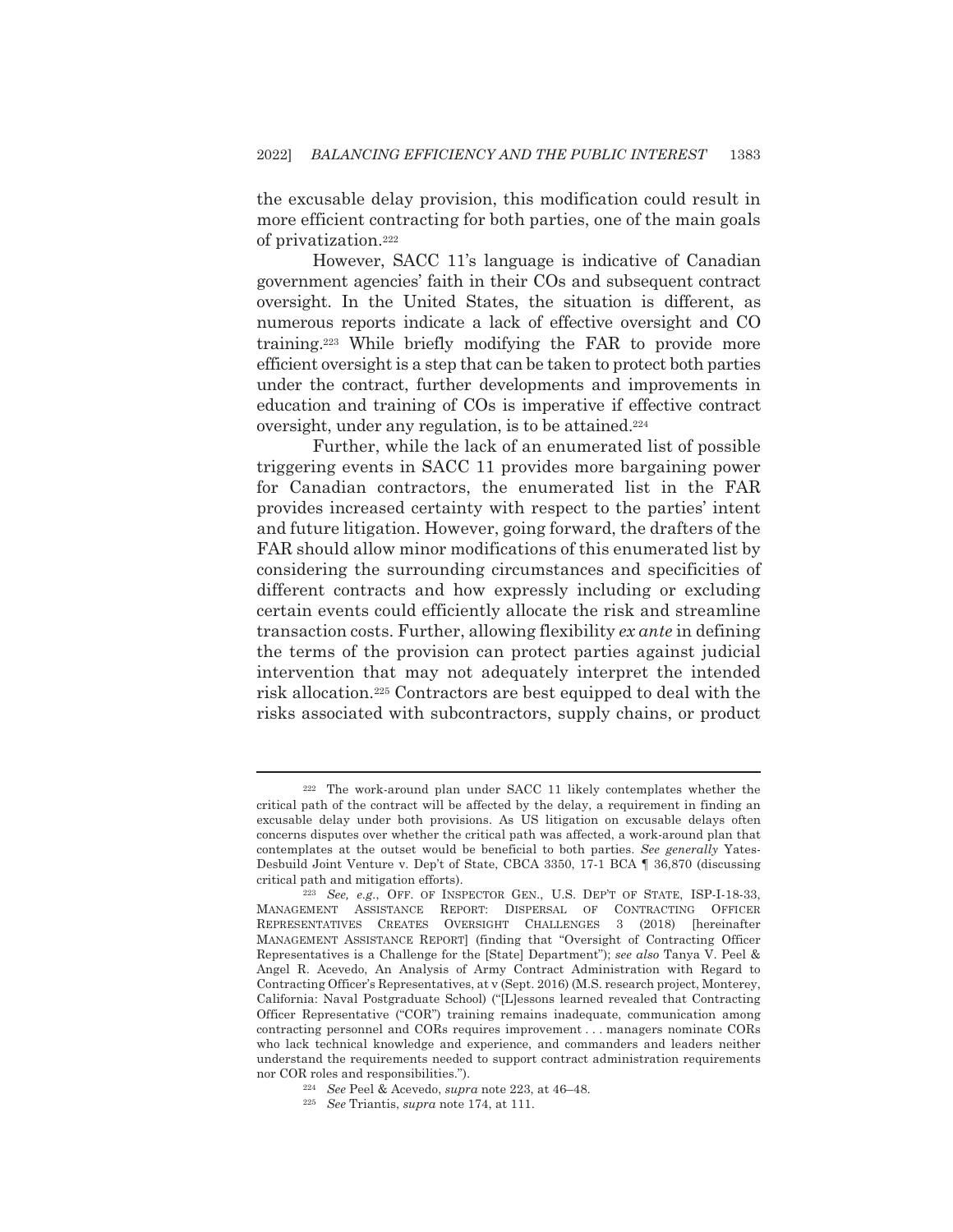the excusable delay provision, this modification could result in more efficient contracting for both parties, one of the main goals of privatization.[222]

However, SACC 11's language is indicative of Canadian government agencies' faith in their COs and subsequent contract oversight. In the United States, the situation is different, as numerous reports indicate a lack of effective oversight and CO training.[223] While briefly modifying the FAR to provide more efficient oversight is a step that can be taken to protect both parties under the contract, further developments and improvements in education and training of COs is imperative if effective contract oversight, under any regulation, is to be attained.[224]

Further, while the lack of an enumerated list of possible triggering events in SACC 11 provides more bargaining power for Canadian contractors, the enumerated list in the FAR provides increased certainty with respect to the parties' intent and future litigation. However, going forward, the drafters of the FAR should allow minor modifications of this enumerated list by considering the surrounding circumstances and specificities of different contracts and how expressly including or excluding certain events could efficiently allocate the risk and streamline transaction costs. Further, allowing flexibility *ex ante* in defining the terms of the provision can protect parties against judicial intervention that may not adequately interpret the intended risk allocation.[225] Contractors are best equipped to deal with the risks associated with subcontractors, supply chains, or product

---

[222] The work-around plan under SACC 11 likely contemplates whether the critical path of the contract will be affected by the delay, a requirement in finding an excusable delay under both provisions. As US litigation on excusable delays often concerns disputes over whether the critical path was affected, a work-around plan that contemplates at the outset would be beneficial to both parties. *See generally* Yates-Desbuild Joint Venture v. Dep't of State, CBCA 3350, 17-1 BCA ¶ 36,870 (discussing critical path and mitigation efforts).

[223] *See, e.g.*, OFF. OF INSPECTOR GEN., U.S. DEP'T OF STATE, ISP-I-18-33, MANAGEMENT ASSISTANCE REPORT: DISPERSAL OF CONTRACTING OFFICER REPRESENTATIVES CREATES OVERSIGHT CHALLENGES 3 (2018) [hereinafter MANAGEMENT ASSISTANCE REPORT] (finding that "Oversight of Contracting Officer Representatives is a Challenge for the [State] Department"); *see also* Tanya V. Peel & Angel R. Acevedo, An Analysis of Army Contract Administration with Regard to Contracting Officer's Representatives, at v (Sept. 2016) (M.S. research project, Monterey, California: Naval Postgraduate School) ("[L]essons learned revealed that Contracting Officer Representative ("COR") training remains inadequate, communication among contracting personnel and CORs requires improvement . . . managers nominate CORs who lack technical knowledge and experience, and commanders and leaders neither understand the requirements needed to support contract administration requirements nor COR roles and responsibilities.").

[224] *See* Peel & Acevedo, *supra* note 223, at 46–48.

[225] *See* Triantis, *supra* note 174, at 111.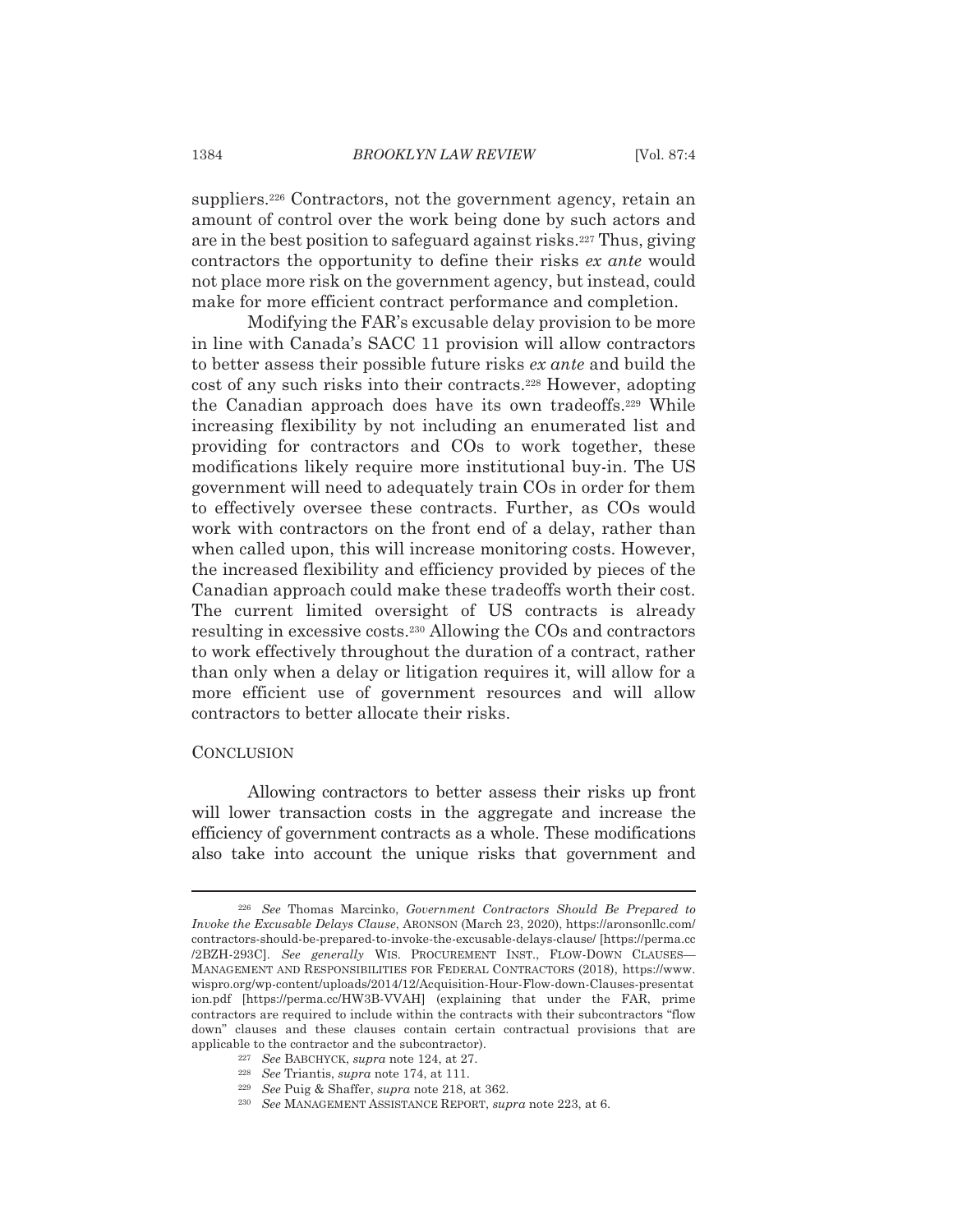suppliers.[226] Contractors, not the government agency, retain an amount of control over the work being done by such actors and are in the best position to safeguard against risks.[227] Thus, giving contractors the opportunity to define their risks *ex ante* would not place more risk on the government agency, but instead, could make for more efficient contract performance and completion.

Modifying the FAR's excusable delay provision to be more in line with Canada's SACC 11 provision will allow contractors to better assess their possible future risks *ex ante* and build the cost of any such risks into their contracts.[228] However, adopting the Canadian approach does have its own tradeoffs.[229] While increasing flexibility by not including an enumerated list and providing for contractors and COs to work together, these modifications likely require more institutional buy-in. The US government will need to adequately train COs in order for them to effectively oversee these contracts. Further, as COs would work with contractors on the front end of a delay, rather than when called upon, this will increase monitoring costs. However, the increased flexibility and efficiency provided by pieces of the Canadian approach could make these tradeoffs worth their cost. The current limited oversight of US contracts is already resulting in excessive costs.[230] Allowing the COs and contractors to work effectively throughout the duration of a contract, rather than only when a delay or litigation requires it, will allow for a more efficient use of government resources and will allow contractors to better allocate their risks.

## CONCLUSION

Allowing contractors to better assess their risks up front will lower transaction costs in the aggregate and increase the efficiency of government contracts as a whole. These modifications also take into account the unique risks that government and

---

[226] *See* Thomas Marcinko, *Government Contractors Should Be Prepared to Invoke the Excusable Delays Clause*, ARONSON (March 23, 2020), https://aronsonllc.com/contractors-should-be-prepared-to-invoke-the-excusable-delays-clause/ [https://perma.cc/2BZH-293C]. *See generally* WIS. PROCUREMENT INST., FLOW-DOWN CLAUSES—MANAGEMENT AND RESPONSIBILITIES FOR FEDERAL CONTRACTORS (2018), https://www.wispro.org/wp-content/uploads/2014/12/Acquisition-Hour-Flow-down-Clauses-presentation.pdf [https://perma.cc/HW3B-VVAH] (explaining that under the FAR, prime contractors are required to include within the contracts with their subcontractors "flow down" clauses and these clauses contain certain contractual provisions that are applicable to the contractor and the subcontractor).

[227] *See* BABCHYCK, *supra* note 124, at 27.

[228] *See* Triantis, *supra* note 174, at 111.

[229] *See* Puig & Shaffer, *supra* note 218, at 362.

[230] *See* MANAGEMENT ASSISTANCE REPORT, *supra* note 223, at 6.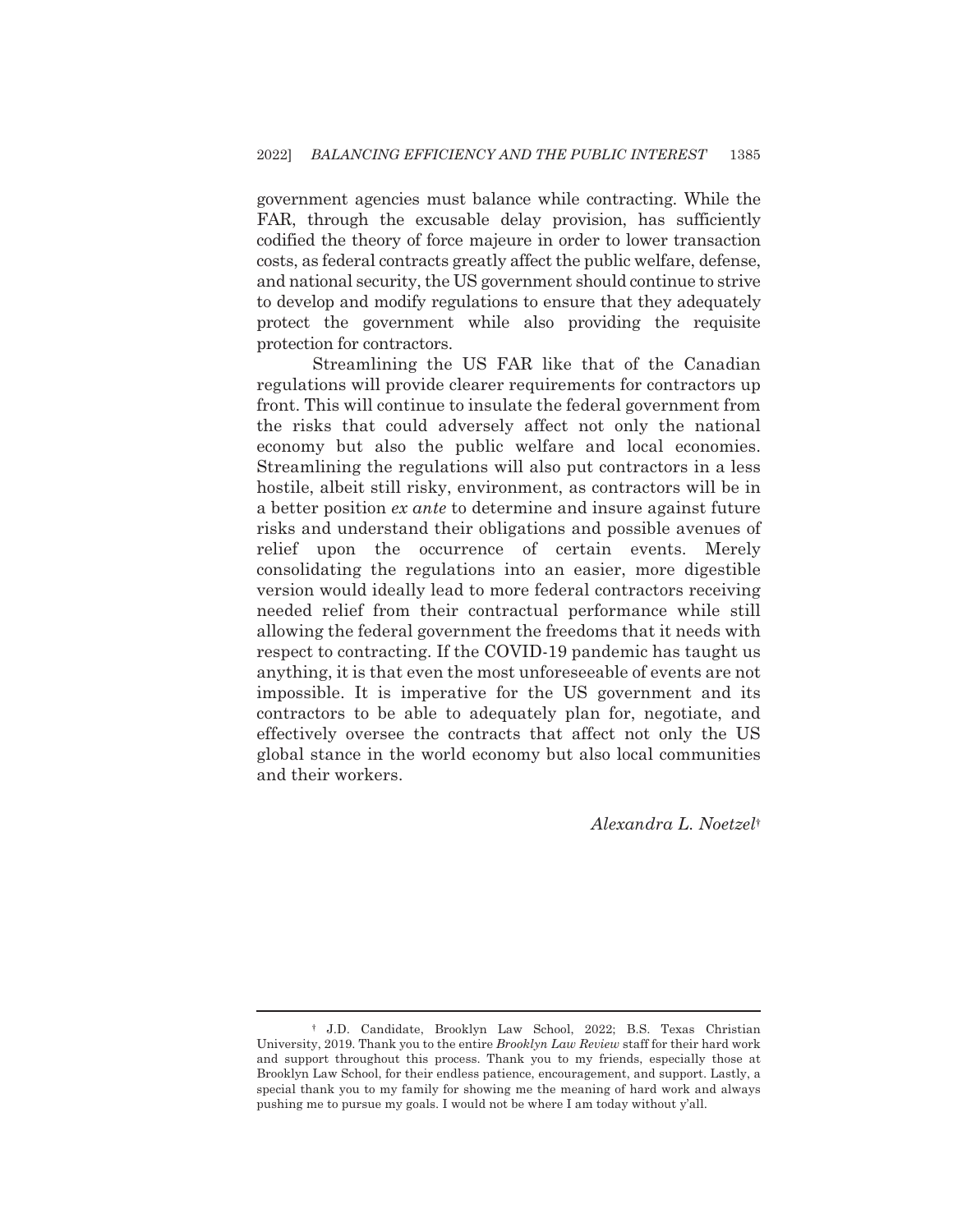government agencies must balance while contracting. While the FAR, through the excusable delay provision, has sufficiently codified the theory of force majeure in order to lower transaction costs, as federal contracts greatly affect the public welfare, defense, and national security, the US government should continue to strive to develop and modify regulations to ensure that they adequately protect the government while also providing the requisite protection for contractors.

Streamlining the US FAR like that of the Canadian regulations will provide clearer requirements for contractors up front. This will continue to insulate the federal government from the risks that could adversely affect not only the national economy but also the public welfare and local economies. Streamlining the regulations will also put contractors in a less hostile, albeit still risky, environment, as contractors will be in a better position *ex ante* to determine and insure against future risks and understand their obligations and possible avenues of relief upon the occurrence of certain events. Merely consolidating the regulations into an easier, more digestible version would ideally lead to more federal contractors receiving needed relief from their contractual performance while still allowing the federal government the freedoms that it needs with respect to contracting. If the COVID-19 pandemic has taught us anything, it is that even the most unforeseeable of events are not impossible. It is imperative for the US government and its contractors to be able to adequately plan for, negotiate, and effectively oversee the contracts that affect not only the US global stance in the world economy but also local communities and their workers.

*Alexandra L. Noetzel*†

---

† J.D. Candidate, Brooklyn Law School, 2022; B.S. Texas Christian University, 2019. Thank you to the entire *Brooklyn Law Review* staff for their hard work and support throughout this process. Thank you to my friends, especially those at Brooklyn Law School, for their endless patience, encouragement, and support. Lastly, a special thank you to my family for showing me the meaning of hard work and always pushing me to pursue my goals. I would not be where I am today without y'all.